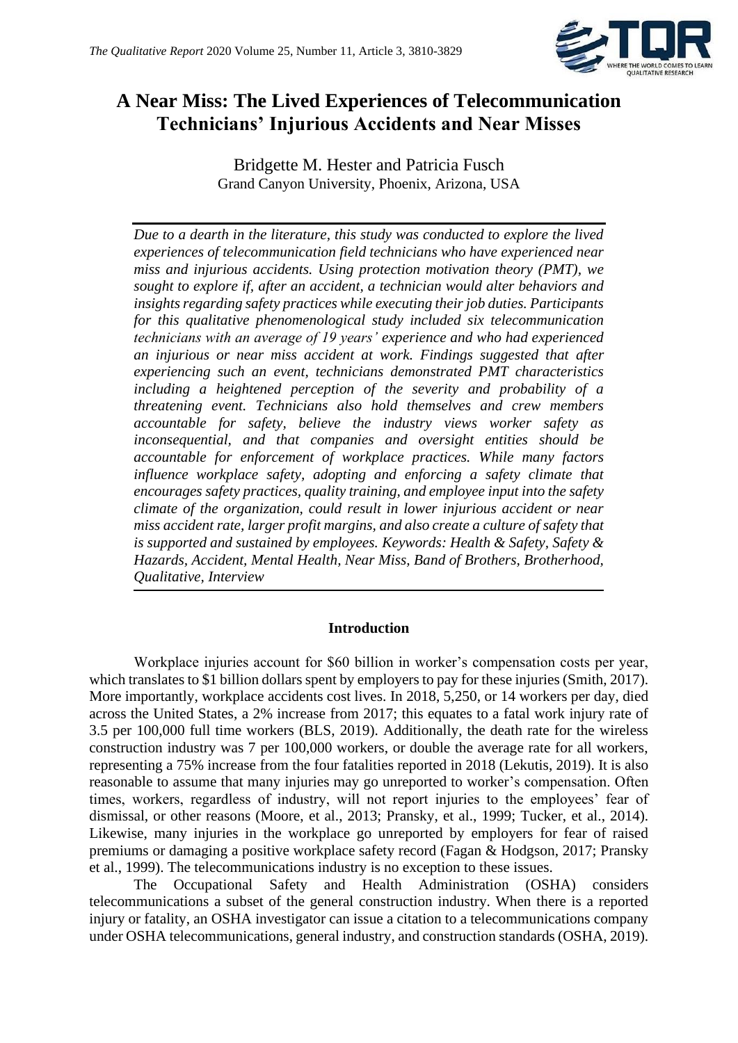# A Near Miss: The Lived Experiences of Telecommunication Technicians' Injurious Accidents and Near Misses

Bridgette M. Hester and Patricia Fusch
Grand Canyon University, Phoenix, Arizona, USA

*Due to a dearth in the literature, this study was conducted to explore the lived experiences of telecommunication field technicians who have experienced near miss and injurious accidents. Using protection motivation theory (PMT), we sought to explore if, after an accident, a technician would alter behaviors and insights regarding safety practices while executing their job duties. Participants for this qualitative phenomenological study included six telecommunication technicians with an average of 19 years' experience and who had experienced an injurious or near miss accident at work. Findings suggested that after experiencing such an event, technicians demonstrated PMT characteristics including a heightened perception of the severity and probability of a threatening event. Technicians also hold themselves and crew members accountable for safety, believe the industry views worker safety as inconsequential, and that companies and oversight entities should be accountable for enforcement of workplace practices. While many factors influence workplace safety, adopting and enforcing a safety climate that encourages safety practices, quality training, and employee input into the safety climate of the organization, could result in lower injurious accident or near miss accident rate, larger profit margins, and also create a culture of safety that is supported and sustained by employees. Keywords: Health & Safety, Safety & Hazards, Accident, Mental Health, Near Miss, Band of Brothers, Brotherhood, Qualitative, Interview*

## Introduction

Workplace injuries account for $60 billion in worker's compensation costs per year, which translates to $1 billion dollars spent by employers to pay for these injuries (Smith, 2017). More importantly, workplace accidents cost lives. In 2018, 5,250, or 14 workers per day, died across the United States, a 2% increase from 2017; this equates to a fatal work injury rate of 3.5 per 100,000 full time workers (BLS, 2019). Additionally, the death rate for the wireless construction industry was 7 per 100,000 workers, or double the average rate for all workers, representing a 75% increase from the four fatalities reported in 2018 (Lekutis, 2019). It is also reasonable to assume that many injuries may go unreported to worker's compensation. Often times, workers, regardless of industry, will not report injuries to the employees' fear of dismissal, or other reasons (Moore, et al., 2013; Pransky, et al., 1999; Tucker, et al., 2014). Likewise, many injuries in the workplace go unreported by employers for fear of raised premiums or damaging a positive workplace safety record (Fagan & Hodgson, 2017; Pransky et al., 1999). The telecommunications industry is no exception to these issues.

The Occupational Safety and Health Administration (OSHA) considers telecommunications a subset of the general construction industry. When there is a reported injury or fatality, an OSHA investigator can issue a citation to a telecommunications company under OSHA telecommunications, general industry, and construction standards (OSHA, 2019).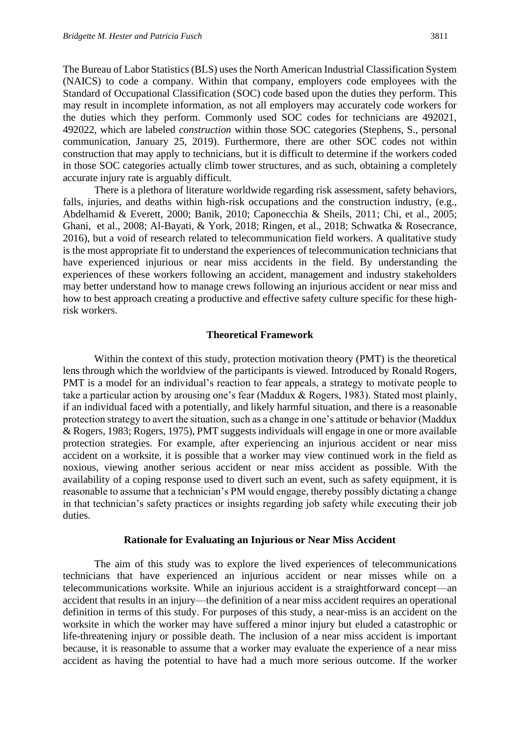The Bureau of Labor Statistics (BLS) uses the North American Industrial Classification System (NAICS) to code a company. Within that company, employers code employees with the Standard of Occupational Classification (SOC) code based upon the duties they perform. This may result in incomplete information, as not all employers may accurately code workers for the duties which they perform. Commonly used SOC codes for technicians are 492021, 492022, which are labeled *construction* within those SOC categories (Stephens, S., personal communication, January 25, 2019). Furthermore, there are other SOC codes not within construction that may apply to technicians, but it is difficult to determine if the workers coded in those SOC categories actually climb tower structures, and as such, obtaining a completely accurate injury rate is arguably difficult.

There is a plethora of literature worldwide regarding risk assessment, safety behaviors, falls, injuries, and deaths within high-risk occupations and the construction industry, (e.g., Abdelhamid & Everett, 2000; Banik, 2010; Caponecchia & Sheils, 2011; Chi, et al., 2005; Ghani, et al., 2008; Al-Bayati, & York, 2018; Ringen, et al., 2018; Schwatka & Rosecrance, 2016), but a void of research related to telecommunication field workers. A qualitative study is the most appropriate fit to understand the experiences of telecommunication technicians that have experienced injurious or near miss accidents in the field. By understanding the experiences of these workers following an accident, management and industry stakeholders may better understand how to manage crews following an injurious accident or near miss and how to best approach creating a productive and effective safety culture specific for these high-risk workers.

## Theoretical Framework

Within the context of this study, protection motivation theory (PMT) is the theoretical lens through which the worldview of the participants is viewed. Introduced by Ronald Rogers, PMT is a model for an individual's reaction to fear appeals, a strategy to motivate people to take a particular action by arousing one's fear (Maddux & Rogers, 1983). Stated most plainly, if an individual faced with a potentially, and likely harmful situation, and there is a reasonable protection strategy to avert the situation, such as a change in one's attitude or behavior (Maddux & Rogers, 1983; Rogers, 1975), PMT suggests individuals will engage in one or more available protection strategies. For example, after experiencing an injurious accident or near miss accident on a worksite, it is possible that a worker may view continued work in the field as noxious, viewing another serious accident or near miss accident as possible. With the availability of a coping response used to divert such an event, such as safety equipment, it is reasonable to assume that a technician's PM would engage, thereby possibly dictating a change in that technician's safety practices or insights regarding job safety while executing their job duties.

## Rationale for Evaluating an Injurious or Near Miss Accident

The aim of this study was to explore the lived experiences of telecommunications technicians that have experienced an injurious accident or near misses while on a telecommunications worksite. While an injurious accident is a straightforward concept—an accident that results in an injury—the definition of a near miss accident requires an operational definition in terms of this study. For purposes of this study, a near-miss is an accident on the worksite in which the worker may have suffered a minor injury but eluded a catastrophic or life-threatening injury or possible death. The inclusion of a near miss accident is important because, it is reasonable to assume that a worker may evaluate the experience of a near miss accident as having the potential to have had a much more serious outcome. If the worker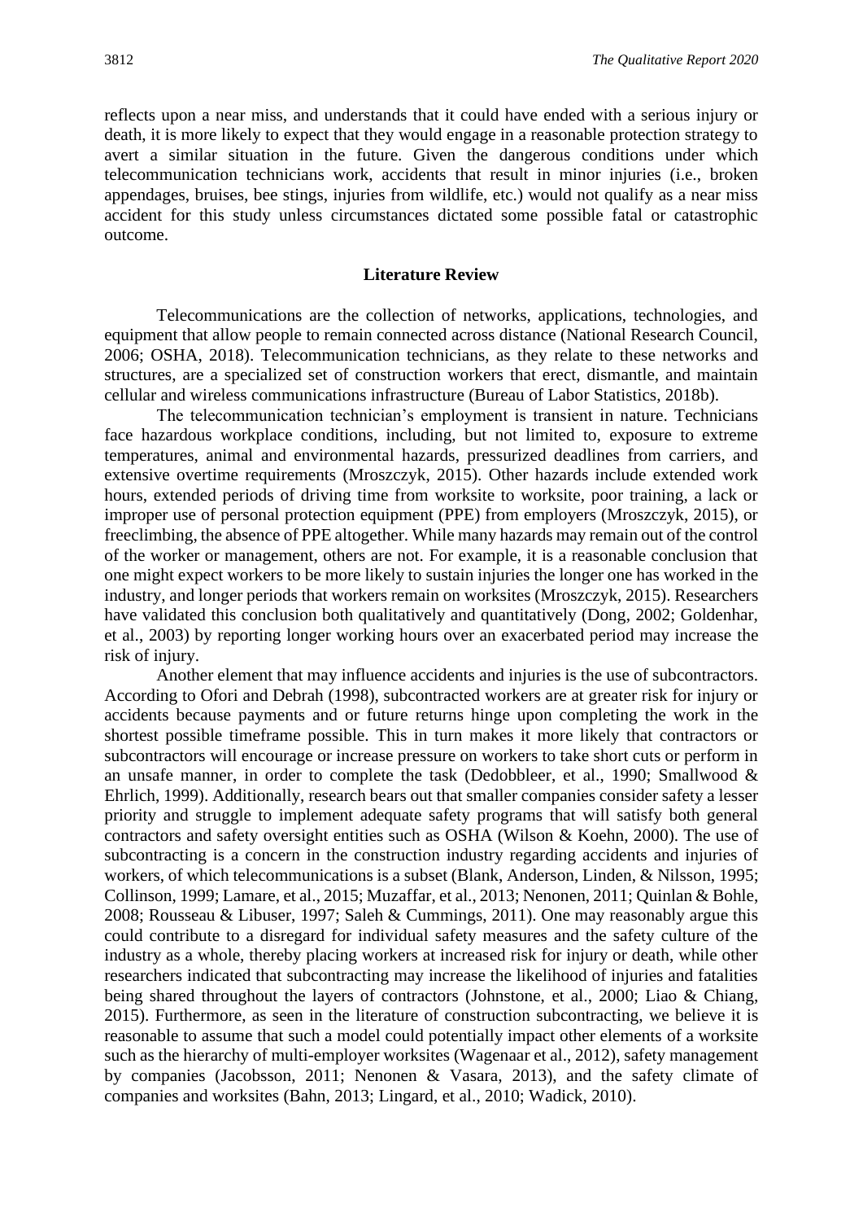reflects upon a near miss, and understands that it could have ended with a serious injury or death, it is more likely to expect that they would engage in a reasonable protection strategy to avert a similar situation in the future. Given the dangerous conditions under which telecommunication technicians work, accidents that result in minor injuries (i.e., broken appendages, bruises, bee stings, injuries from wildlife, etc.) would not qualify as a near miss accident for this study unless circumstances dictated some possible fatal or catastrophic outcome.

## Literature Review

Telecommunications are the collection of networks, applications, technologies, and equipment that allow people to remain connected across distance (National Research Council, 2006; OSHA, 2018). Telecommunication technicians, as they relate to these networks and structures, are a specialized set of construction workers that erect, dismantle, and maintain cellular and wireless communications infrastructure (Bureau of Labor Statistics, 2018b).

The telecommunication technician's employment is transient in nature. Technicians face hazardous workplace conditions, including, but not limited to, exposure to extreme temperatures, animal and environmental hazards, pressurized deadlines from carriers, and extensive overtime requirements (Mroszczyk, 2015). Other hazards include extended work hours, extended periods of driving time from worksite to worksite, poor training, a lack or improper use of personal protection equipment (PPE) from employers (Mroszczyk, 2015), or freeclimbing, the absence of PPE altogether. While many hazards may remain out of the control of the worker or management, others are not. For example, it is a reasonable conclusion that one might expect workers to be more likely to sustain injuries the longer one has worked in the industry, and longer periods that workers remain on worksites (Mroszczyk, 2015). Researchers have validated this conclusion both qualitatively and quantitatively (Dong, 2002; Goldenhar, et al., 2003) by reporting longer working hours over an exacerbated period may increase the risk of injury.

Another element that may influence accidents and injuries is the use of subcontractors. According to Ofori and Debrah (1998), subcontracted workers are at greater risk for injury or accidents because payments and or future returns hinge upon completing the work in the shortest possible timeframe possible. This in turn makes it more likely that contractors or subcontractors will encourage or increase pressure on workers to take short cuts or perform in an unsafe manner, in order to complete the task (Dedobbleer, et al., 1990; Smallwood & Ehrlich, 1999). Additionally, research bears out that smaller companies consider safety a lesser priority and struggle to implement adequate safety programs that will satisfy both general contractors and safety oversight entities such as OSHA (Wilson & Koehn, 2000). The use of subcontracting is a concern in the construction industry regarding accidents and injuries of workers, of which telecommunications is a subset (Blank, Anderson, Linden, & Nilsson, 1995; Collinson, 1999; Lamare, et al., 2015; Muzaffar, et al., 2013; Nenonen, 2011; Quinlan & Bohle, 2008; Rousseau & Libuser, 1997; Saleh & Cummings, 2011). One may reasonably argue this could contribute to a disregard for individual safety measures and the safety culture of the industry as a whole, thereby placing workers at increased risk for injury or death, while other researchers indicated that subcontracting may increase the likelihood of injuries and fatalities being shared throughout the layers of contractors (Johnstone, et al., 2000; Liao & Chiang, 2015). Furthermore, as seen in the literature of construction subcontracting, we believe it is reasonable to assume that such a model could potentially impact other elements of a worksite such as the hierarchy of multi-employer worksites (Wagenaar et al., 2012), safety management by companies (Jacobsson, 2011; Nenonen & Vasara, 2013), and the safety climate of companies and worksites (Bahn, 2013; Lingard, et al., 2010; Wadick, 2010).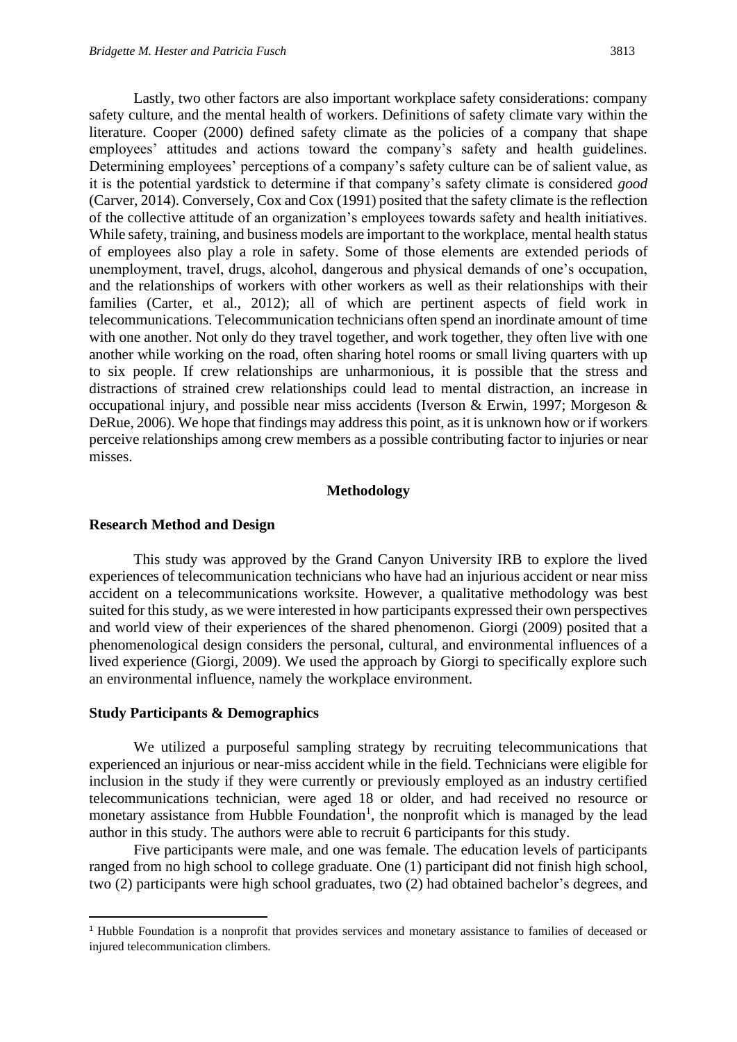Lastly, two other factors are also important workplace safety considerations: company safety culture, and the mental health of workers. Definitions of safety climate vary within the literature. Cooper (2000) defined safety climate as the policies of a company that shape employees' attitudes and actions toward the company's safety and health guidelines. Determining employees' perceptions of a company's safety culture can be of salient value, as it is the potential yardstick to determine if that company's safety climate is considered *good* (Carver, 2014). Conversely, Cox and Cox (1991) posited that the safety climate is the reflection of the collective attitude of an organization's employees towards safety and health initiatives. While safety, training, and business models are important to the workplace, mental health status of employees also play a role in safety. Some of those elements are extended periods of unemployment, travel, drugs, alcohol, dangerous and physical demands of one's occupation, and the relationships of workers with other workers as well as their relationships with their families (Carter, et al., 2012); all of which are pertinent aspects of field work in telecommunications. Telecommunication technicians often spend an inordinate amount of time with one another. Not only do they travel together, and work together, they often live with one another while working on the road, often sharing hotel rooms or small living quarters with up to six people. If crew relationships are unharmonious, it is possible that the stress and distractions of strained crew relationships could lead to mental distraction, an increase in occupational injury, and possible near miss accidents (Iverson & Erwin, 1997; Morgeson & DeRue, 2006). We hope that findings may address this point, as it is unknown how or if workers perceive relationships among crew members as a possible contributing factor to injuries or near misses.

## Methodology

### Research Method and Design

This study was approved by the Grand Canyon University IRB to explore the lived experiences of telecommunication technicians who have had an injurious accident or near miss accident on a telecommunications worksite. However, a qualitative methodology was best suited for this study, as we were interested in how participants expressed their own perspectives and world view of their experiences of the shared phenomenon. Giorgi (2009) posited that a phenomenological design considers the personal, cultural, and environmental influences of a lived experience (Giorgi, 2009). We used the approach by Giorgi to specifically explore such an environmental influence, namely the workplace environment.

### Study Participants & Demographics

We utilized a purposeful sampling strategy by recruiting telecommunications that experienced an injurious or near-miss accident while in the field. Technicians were eligible for inclusion in the study if they were currently or previously employed as an industry certified telecommunications technician, were aged 18 or older, and had received no resource or monetary assistance from Hubble Foundation[1], the nonprofit which is managed by the lead author in this study. The authors were able to recruit 6 participants for this study.

Five participants were male, and one was female. The education levels of participants ranged from no high school to college graduate. One (1) participant did not finish high school, two (2) participants were high school graduates, two (2) had obtained bachelor's degrees, and

[1] Hubble Foundation is a nonprofit that provides services and monetary assistance to families of deceased or injured telecommunication climbers.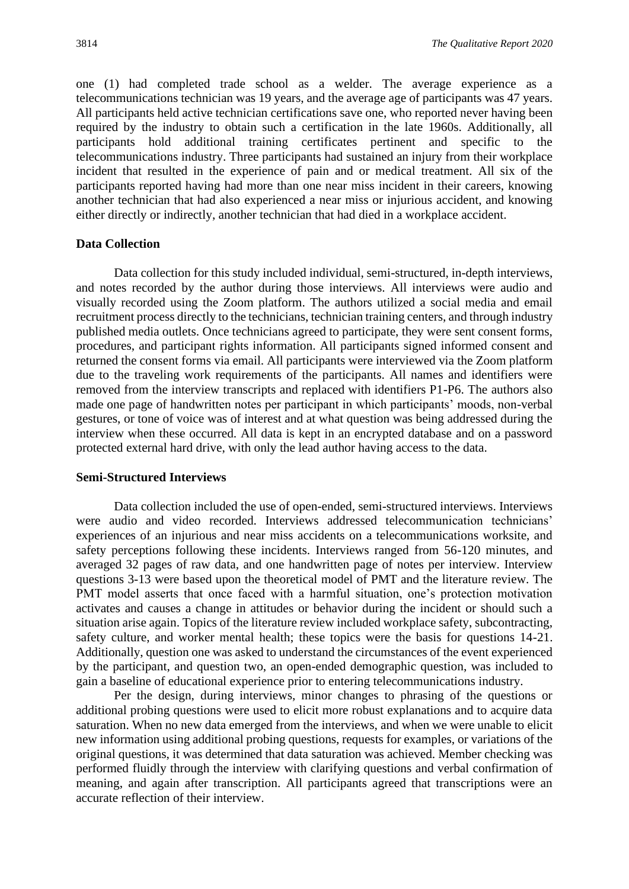one (1) had completed trade school as a welder. The average experience as a telecommunications technician was 19 years, and the average age of participants was 47 years. All participants held active technician certifications save one, who reported never having been required by the industry to obtain such a certification in the late 1960s. Additionally, all participants hold additional training certificates pertinent and specific to the telecommunications industry. Three participants had sustained an injury from their workplace incident that resulted in the experience of pain and or medical treatment. All six of the participants reported having had more than one near miss incident in their careers, knowing another technician that had also experienced a near miss or injurious accident, and knowing either directly or indirectly, another technician that had died in a workplace accident.

**Data Collection**

Data collection for this study included individual, semi-structured, in-depth interviews, and notes recorded by the author during those interviews. All interviews were audio and visually recorded using the Zoom platform. The authors utilized a social media and email recruitment process directly to the technicians, technician training centers, and through industry published media outlets. Once technicians agreed to participate, they were sent consent forms, procedures, and participant rights information. All participants signed informed consent and returned the consent forms via email. All participants were interviewed via the Zoom platform due to the traveling work requirements of the participants. All names and identifiers were removed from the interview transcripts and replaced with identifiers P1-P6. The authors also made one page of handwritten notes per participant in which participants' moods, non-verbal gestures, or tone of voice was of interest and at what question was being addressed during the interview when these occurred. All data is kept in an encrypted database and on a password protected external hard drive, with only the lead author having access to the data.

**Semi-Structured Interviews**

Data collection included the use of open-ended, semi-structured interviews. Interviews were audio and video recorded. Interviews addressed telecommunication technicians' experiences of an injurious and near miss accidents on a telecommunications worksite, and safety perceptions following these incidents. Interviews ranged from 56-120 minutes, and averaged 32 pages of raw data, and one handwritten page of notes per interview. Interview questions 3-13 were based upon the theoretical model of PMT and the literature review. The PMT model asserts that once faced with a harmful situation, one's protection motivation activates and causes a change in attitudes or behavior during the incident or should such a situation arise again. Topics of the literature review included workplace safety, subcontracting, safety culture, and worker mental health; these topics were the basis for questions 14-21. Additionally, question one was asked to understand the circumstances of the event experienced by the participant, and question two, an open-ended demographic question, was included to gain a baseline of educational experience prior to entering telecommunications industry.

Per the design, during interviews, minor changes to phrasing of the questions or additional probing questions were used to elicit more robust explanations and to acquire data saturation. When no new data emerged from the interviews, and when we were unable to elicit new information using additional probing questions, requests for examples, or variations of the original questions, it was determined that data saturation was achieved. Member checking was performed fluidly through the interview with clarifying questions and verbal confirmation of meaning, and again after transcription. All participants agreed that transcriptions were an accurate reflection of their interview.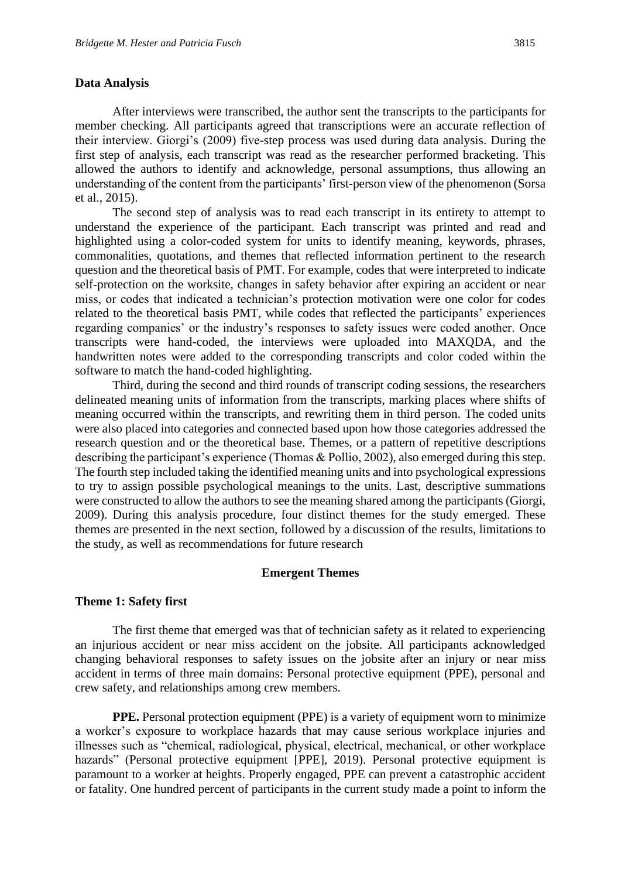## Data Analysis

After interviews were transcribed, the author sent the transcripts to the participants for member checking. All participants agreed that transcriptions were an accurate reflection of their interview. Giorgi's (2009) five-step process was used during data analysis. During the first step of analysis, each transcript was read as the researcher performed bracketing. This allowed the authors to identify and acknowledge, personal assumptions, thus allowing an understanding of the content from the participants' first-person view of the phenomenon (Sorsa et al., 2015).

The second step of analysis was to read each transcript in its entirety to attempt to understand the experience of the participant. Each transcript was printed and read and highlighted using a color-coded system for units to identify meaning, keywords, phrases, commonalities, quotations, and themes that reflected information pertinent to the research question and the theoretical basis of PMT. For example, codes that were interpreted to indicate self-protection on the worksite, changes in safety behavior after expiring an accident or near miss, or codes that indicated a technician's protection motivation were one color for codes related to the theoretical basis PMT, while codes that reflected the participants' experiences regarding companies' or the industry's responses to safety issues were coded another. Once transcripts were hand-coded, the interviews were uploaded into MAXQDA, and the handwritten notes were added to the corresponding transcripts and color coded within the software to match the hand-coded highlighting.

Third, during the second and third rounds of transcript coding sessions, the researchers delineated meaning units of information from the transcripts, marking places where shifts of meaning occurred within the transcripts, and rewriting them in third person. The coded units were also placed into categories and connected based upon how those categories addressed the research question and or the theoretical base. Themes, or a pattern of repetitive descriptions describing the participant's experience (Thomas & Pollio, 2002), also emerged during this step. The fourth step included taking the identified meaning units and into psychological expressions to try to assign possible psychological meanings to the units. Last, descriptive summations were constructed to allow the authors to see the meaning shared among the participants (Giorgi, 2009). During this analysis procedure, four distinct themes for the study emerged. These themes are presented in the next section, followed by a discussion of the results, limitations to the study, as well as recommendations for future research

## Emergent Themes

### Theme 1: Safety first

The first theme that emerged was that of technician safety as it related to experiencing an injurious accident or near miss accident on the jobsite. All participants acknowledged changing behavioral responses to safety issues on the jobsite after an injury or near miss accident in terms of three main domains: Personal protective equipment (PPE), personal and crew safety, and relationships among crew members.

**PPE.** Personal protection equipment (PPE) is a variety of equipment worn to minimize a worker's exposure to workplace hazards that may cause serious workplace injuries and illnesses such as "chemical, radiological, physical, electrical, mechanical, or other workplace hazards" (Personal protective equipment [PPE], 2019). Personal protective equipment is paramount to a worker at heights. Properly engaged, PPE can prevent a catastrophic accident or fatality. One hundred percent of participants in the current study made a point to inform the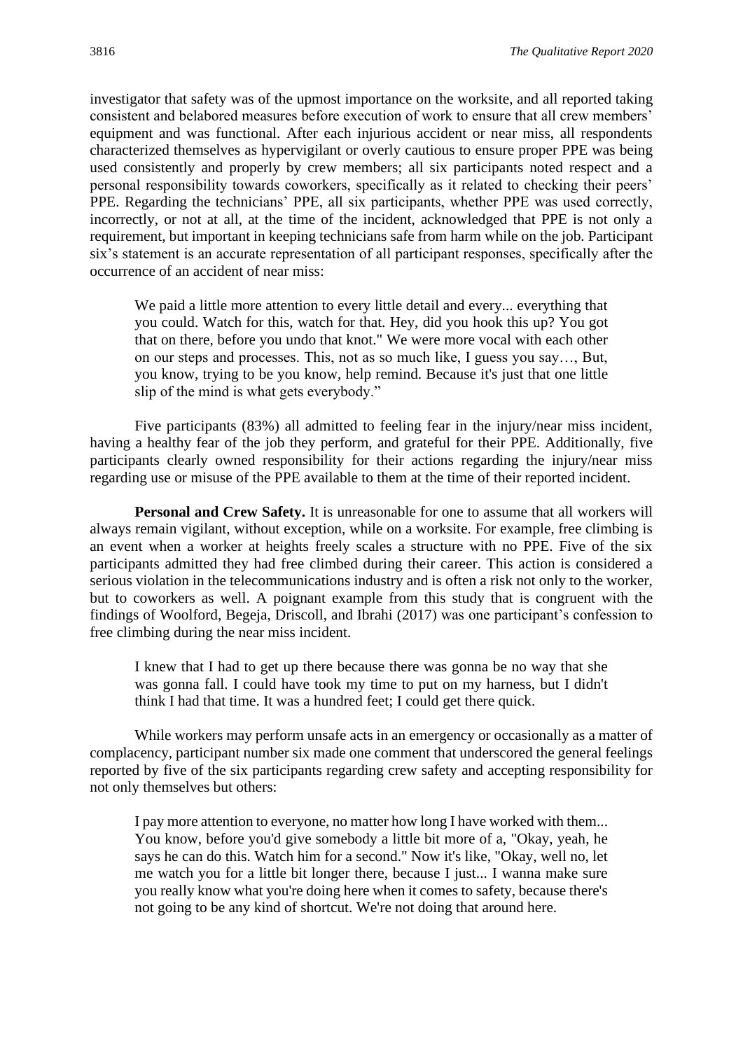investigator that safety was of the upmost importance on the worksite, and all reported taking consistent and belabored measures before execution of work to ensure that all crew members' equipment and was functional. After each injurious accident or near miss, all respondents characterized themselves as hypervigilant or overly cautious to ensure proper PPE was being used consistently and properly by crew members; all six participants noted respect and a personal responsibility towards coworkers, specifically as it related to checking their peers' PPE. Regarding the technicians' PPE, all six participants, whether PPE was used correctly, incorrectly, or not at all, at the time of the incident, acknowledged that PPE is not only a requirement, but important in keeping technicians safe from harm while on the job. Participant six's statement is an accurate representation of all participant responses, specifically after the occurrence of an accident of near miss:

> We paid a little more attention to every little detail and every... everything that you could. Watch for this, watch for that. Hey, did you hook this up? You got that on there, before you undo that knot." We were more vocal with each other on our steps and processes. This, not as so much like, I guess you say…, But, you know, trying to be you know, help remind. Because it's just that one little slip of the mind is what gets everybody."

Five participants (83%) all admitted to feeling fear in the injury/near miss incident, having a healthy fear of the job they perform, and grateful for their PPE. Additionally, five participants clearly owned responsibility for their actions regarding the injury/near miss regarding use or misuse of the PPE available to them at the time of their reported incident.

**Personal and Crew Safety.** It is unreasonable for one to assume that all workers will always remain vigilant, without exception, while on a worksite. For example, free climbing is an event when a worker at heights freely scales a structure with no PPE. Five of the six participants admitted they had free climbed during their career. This action is considered a serious violation in the telecommunications industry and is often a risk not only to the worker, but to coworkers as well. A poignant example from this study that is congruent with the findings of Woolford, Begeja, Driscoll, and Ibrahi (2017) was one participant's confession to free climbing during the near miss incident.

> I knew that I had to get up there because there was gonna be no way that she was gonna fall. I could have took my time to put on my harness, but I didn't think I had that time. It was a hundred feet; I could get there quick.

While workers may perform unsafe acts in an emergency or occasionally as a matter of complacency, participant number six made one comment that underscored the general feelings reported by five of the six participants regarding crew safety and accepting responsibility for not only themselves but others:

> I pay more attention to everyone, no matter how long I have worked with them... You know, before you'd give somebody a little bit more of a, "Okay, yeah, he says he can do this. Watch him for a second." Now it's like, "Okay, well no, let me watch you for a little bit longer there, because I just... I wanna make sure you really know what you're doing here when it comes to safety, because there's not going to be any kind of shortcut. We're not doing that around here.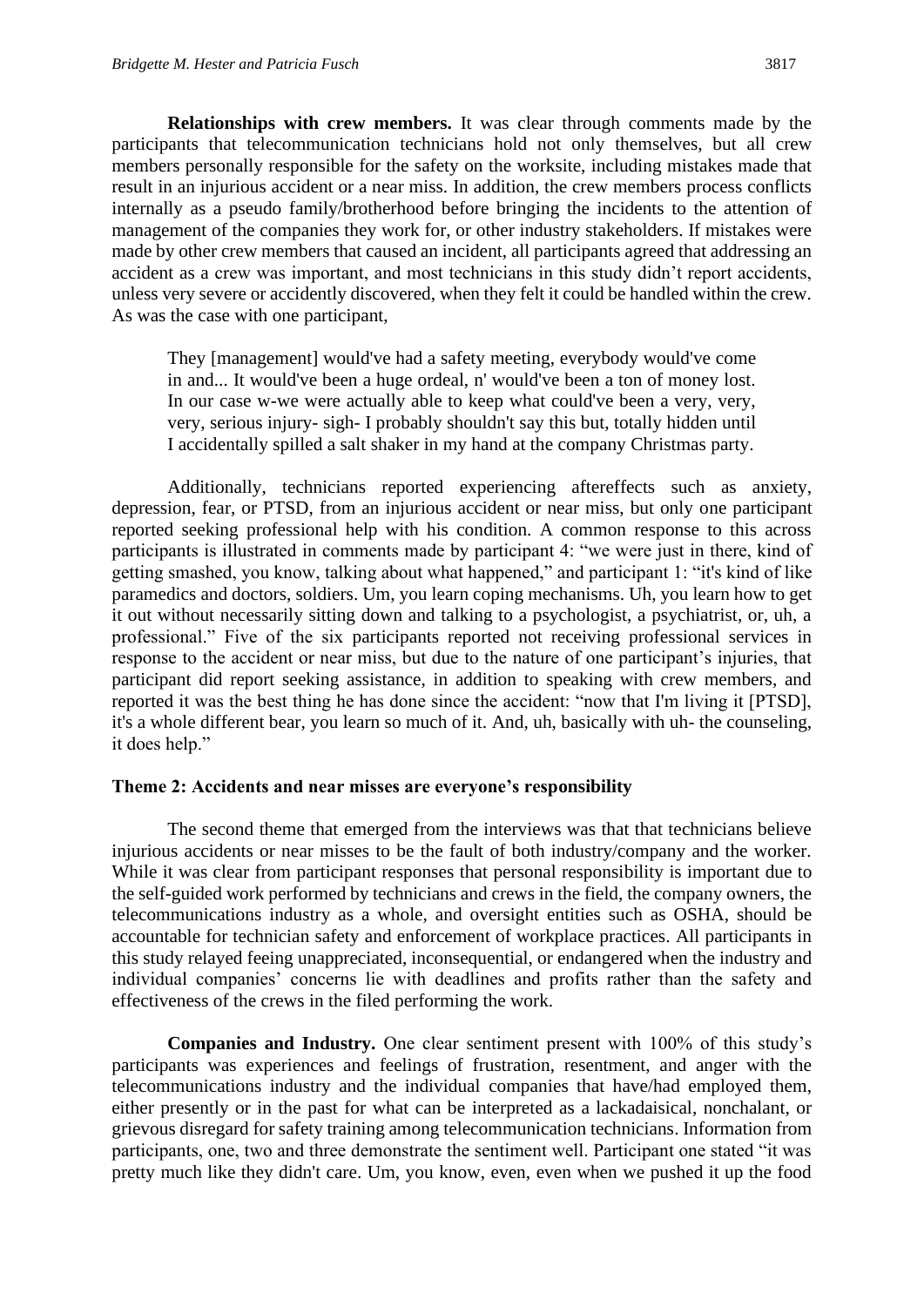**Relationships with crew members.** It was clear through comments made by the participants that telecommunication technicians hold not only themselves, but all crew members personally responsible for the safety on the worksite, including mistakes made that result in an injurious accident or a near miss. In addition, the crew members process conflicts internally as a pseudo family/brotherhood before bringing the incidents to the attention of management of the companies they work for, or other industry stakeholders. If mistakes were made by other crew members that caused an incident, all participants agreed that addressing an accident as a crew was important, and most technicians in this study didn't report accidents, unless very severe or accidently discovered, when they felt it could be handled within the crew. As was the case with one participant,

> They [management] would've had a safety meeting, everybody would've come in and... It would've been a huge ordeal, n' would've been a ton of money lost. In our case w-we were actually able to keep what could've been a very, very, very, serious injury- sigh- I probably shouldn't say this but, totally hidden until I accidentally spilled a salt shaker in my hand at the company Christmas party.

Additionally, technicians reported experiencing aftereffects such as anxiety, depression, fear, or PTSD, from an injurious accident or near miss, but only one participant reported seeking professional help with his condition. A common response to this across participants is illustrated in comments made by participant 4: "we were just in there, kind of getting smashed, you know, talking about what happened," and participant 1: "it's kind of like paramedics and doctors, soldiers. Um, you learn coping mechanisms. Uh, you learn how to get it out without necessarily sitting down and talking to a psychologist, a psychiatrist, or, uh, a professional." Five of the six participants reported not receiving professional services in response to the accident or near miss, but due to the nature of one participant's injuries, that participant did report seeking assistance, in addition to speaking with crew members, and reported it was the best thing he has done since the accident: "now that I'm living it [PTSD], it's a whole different bear, you learn so much of it. And, uh, basically with uh- the counseling, it does help."

### Theme 2: Accidents and near misses are everyone's responsibility

The second theme that emerged from the interviews was that that technicians believe injurious accidents or near misses to be the fault of both industry/company and the worker. While it was clear from participant responses that personal responsibility is important due to the self-guided work performed by technicians and crews in the field, the company owners, the telecommunications industry as a whole, and oversight entities such as OSHA, should be accountable for technician safety and enforcement of workplace practices. All participants in this study relayed feeing unappreciated, inconsequential, or endangered when the industry and individual companies' concerns lie with deadlines and profits rather than the safety and effectiveness of the crews in the filed performing the work.

**Companies and Industry.** One clear sentiment present with 100% of this study's participants was experiences and feelings of frustration, resentment, and anger with the telecommunications industry and the individual companies that have/had employed them, either presently or in the past for what can be interpreted as a lackadaisical, nonchalant, or grievous disregard for safety training among telecommunication technicians. Information from participants, one, two and three demonstrate the sentiment well. Participant one stated "it was pretty much like they didn't care. Um, you know, even, even when we pushed it up the food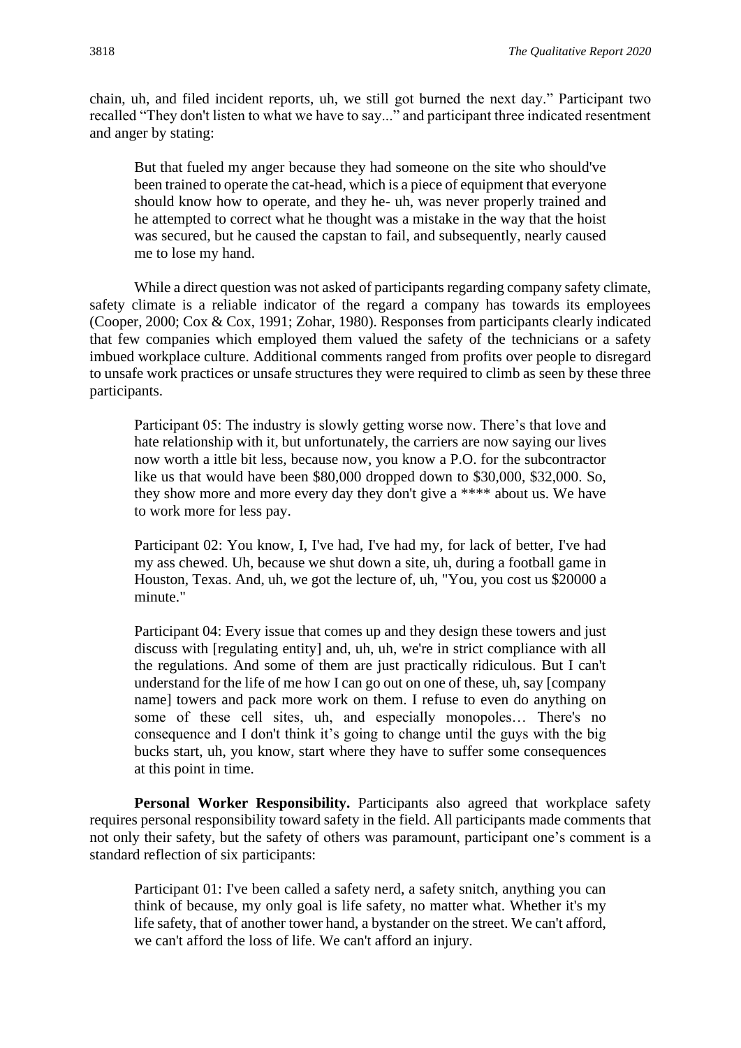chain, uh, and filed incident reports, uh, we still got burned the next day." Participant two recalled "They don't listen to what we have to say..." and participant three indicated resentment and anger by stating:

> But that fueled my anger because they had someone on the site who should've been trained to operate the cat-head, which is a piece of equipment that everyone should know how to operate, and they he- uh, was never properly trained and he attempted to correct what he thought was a mistake in the way that the hoist was secured, but he caused the capstan to fail, and subsequently, nearly caused me to lose my hand.

While a direct question was not asked of participants regarding company safety climate, safety climate is a reliable indicator of the regard a company has towards its employees (Cooper, 2000; Cox & Cox, 1991; Zohar, 1980). Responses from participants clearly indicated that few companies which employed them valued the safety of the technicians or a safety imbued workplace culture. Additional comments ranged from profits over people to disregard to unsafe work practices or unsafe structures they were required to climb as seen by these three participants.

> Participant 05: The industry is slowly getting worse now. There's that love and hate relationship with it, but unfortunately, the carriers are now saying our lives now worth a ittle bit less, because now, you know a P.O. for the subcontractor like us that would have been $80,000 dropped down to $30,000, $32,000. So, they show more and more every day they don't give a **** about us. We have to work more for less pay.

> Participant 02: You know, I, I've had, I've had my, for lack of better, I've had my ass chewed. Uh, because we shut down a site, uh, during a football game in Houston, Texas. And, uh, we got the lecture of, uh, "You, you cost us $20000 a minute."

> Participant 04: Every issue that comes up and they design these towers and just discuss with [regulating entity] and, uh, uh, we're in strict compliance with all the regulations. And some of them are just practically ridiculous. But I can't understand for the life of me how I can go out on one of these, uh, say [company name] towers and pack more work on them. I refuse to even do anything on some of these cell sites, uh, and especially monopoles… There's no consequence and I don't think it's going to change until the guys with the big bucks start, uh, you know, start where they have to suffer some consequences at this point in time.

**Personal Worker Responsibility.** Participants also agreed that workplace safety requires personal responsibility toward safety in the field. All participants made comments that not only their safety, but the safety of others was paramount, participant one's comment is a standard reflection of six participants:

> Participant 01: I've been called a safety nerd, a safety snitch, anything you can think of because, my only goal is life safety, no matter what. Whether it's my life safety, that of another tower hand, a bystander on the street. We can't afford, we can't afford the loss of life. We can't afford an injury.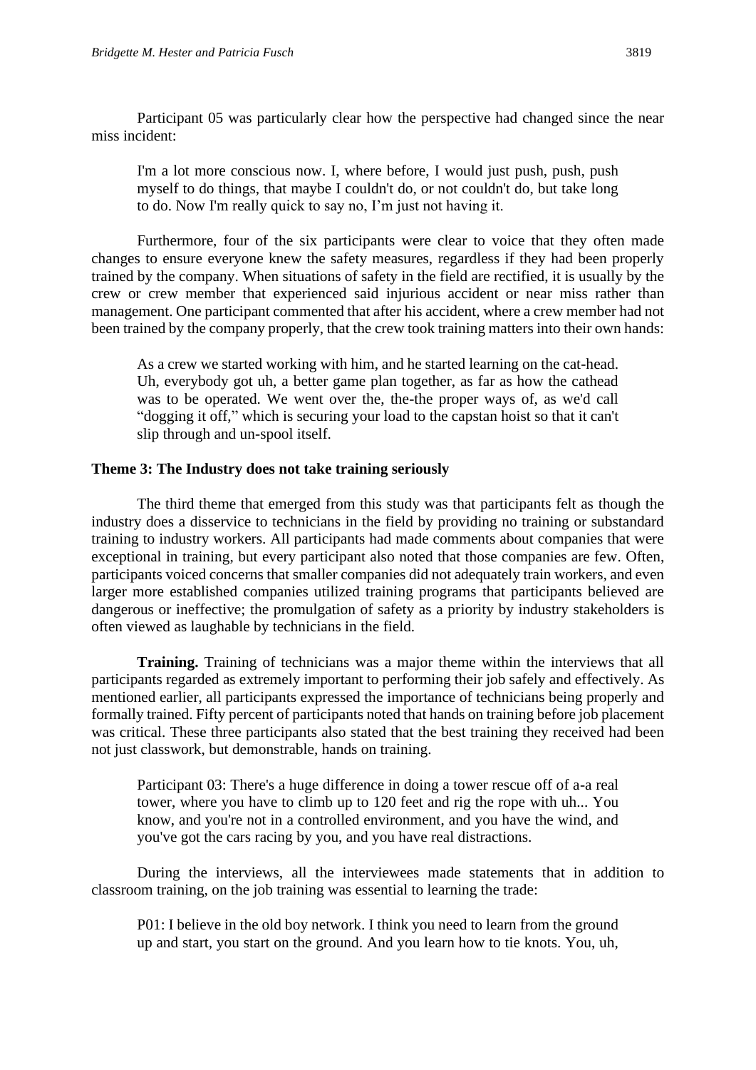Participant 05 was particularly clear how the perspective had changed since the near miss incident:

> I'm a lot more conscious now. I, where before, I would just push, push, push myself to do things, that maybe I couldn't do, or not couldn't do, but take long to do. Now I'm really quick to say no, I'm just not having it.

Furthermore, four of the six participants were clear to voice that they often made changes to ensure everyone knew the safety measures, regardless if they had been properly trained by the company. When situations of safety in the field are rectified, it is usually by the crew or crew member that experienced said injurious accident or near miss rather than management. One participant commented that after his accident, where a crew member had not been trained by the company properly, that the crew took training matters into their own hands:

> As a crew we started working with him, and he started learning on the cat-head. Uh, everybody got uh, a better game plan together, as far as how the cathead was to be operated. We went over the, the-the proper ways of, as we'd call "dogging it off," which is securing your load to the capstan hoist so that it can't slip through and un-spool itself.

### Theme 3: The Industry does not take training seriously

The third theme that emerged from this study was that participants felt as though the industry does a disservice to technicians in the field by providing no training or substandard training to industry workers. All participants had made comments about companies that were exceptional in training, but every participant also noted that those companies are few. Often, participants voiced concerns that smaller companies did not adequately train workers, and even larger more established companies utilized training programs that participants believed are dangerous or ineffective; the promulgation of safety as a priority by industry stakeholders is often viewed as laughable by technicians in the field.

**Training.** Training of technicians was a major theme within the interviews that all participants regarded as extremely important to performing their job safely and effectively. As mentioned earlier, all participants expressed the importance of technicians being properly and formally trained. Fifty percent of participants noted that hands on training before job placement was critical. These three participants also stated that the best training they received had been not just classwork, but demonstrable, hands on training.

> Participant 03: There's a huge difference in doing a tower rescue off of a-a real tower, where you have to climb up to 120 feet and rig the rope with uh... You know, and you're not in a controlled environment, and you have the wind, and you've got the cars racing by you, and you have real distractions.

During the interviews, all the interviewees made statements that in addition to classroom training, on the job training was essential to learning the trade:

> P01: I believe in the old boy network. I think you need to learn from the ground up and start, you start on the ground. And you learn how to tie knots. You, uh,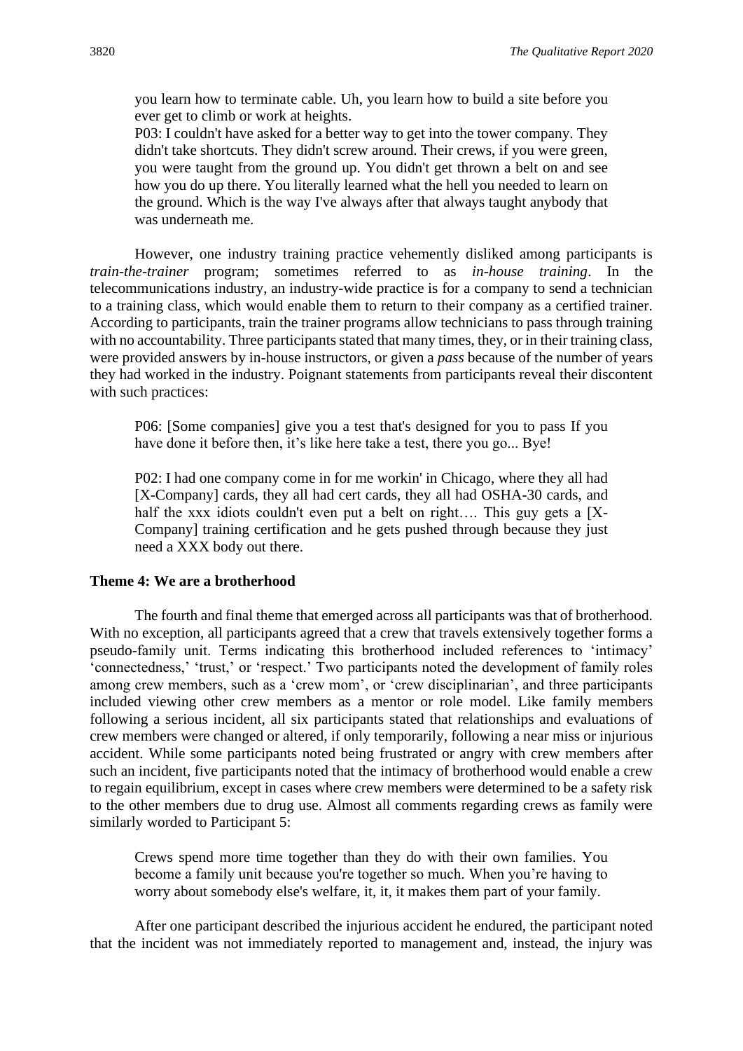> you learn how to terminate cable. Uh, you learn how to build a site before you ever get to climb or work at heights.
>
> P03: I couldn't have asked for a better way to get into the tower company. They didn't take shortcuts. They didn't screw around. Their crews, if you were green, you were taught from the ground up. You didn't get thrown a belt on and see how you do up there. You literally learned what the hell you needed to learn on the ground. Which is the way I've always after that always taught anybody that was underneath me.

However, one industry training practice vehemently disliked among participants is *train-the-trainer* program; sometimes referred to as *in-house training*. In the telecommunications industry, an industry-wide practice is for a company to send a technician to a training class, which would enable them to return to their company as a certified trainer. According to participants, train the trainer programs allow technicians to pass through training with no accountability. Three participants stated that many times, they, or in their training class, were provided answers by in-house instructors, or given a *pass* because of the number of years they had worked in the industry. Poignant statements from participants reveal their discontent with such practices:

> P06: [Some companies] give you a test that's designed for you to pass If you have done it before then, it's like here take a test, there you go... Bye!

> P02: I had one company come in for me workin' in Chicago, where they all had [X-Company] cards, they all had cert cards, they all had OSHA-30 cards, and half the xxx idiots couldn't even put a belt on right…. This guy gets a [X-Company] training certification and he gets pushed through because they just need a XXX body out there.

**Theme 4: We are a brotherhood**

The fourth and final theme that emerged across all participants was that of brotherhood. With no exception, all participants agreed that a crew that travels extensively together forms a pseudo-family unit. Terms indicating this brotherhood included references to 'intimacy' 'connectedness,' 'trust,' or 'respect.' Two participants noted the development of family roles among crew members, such as a 'crew mom', or 'crew disciplinarian', and three participants included viewing other crew members as a mentor or role model. Like family members following a serious incident, all six participants stated that relationships and evaluations of crew members were changed or altered, if only temporarily, following a near miss or injurious accident. While some participants noted being frustrated or angry with crew members after such an incident, five participants noted that the intimacy of brotherhood would enable a crew to regain equilibrium, except in cases where crew members were determined to be a safety risk to the other members due to drug use. Almost all comments regarding crews as family were similarly worded to Participant 5:

> Crews spend more time together than they do with their own families. You become a family unit because you're together so much. When you're having to worry about somebody else's welfare, it, it, it makes them part of your family.

After one participant described the injurious accident he endured, the participant noted that the incident was not immediately reported to management and, instead, the injury was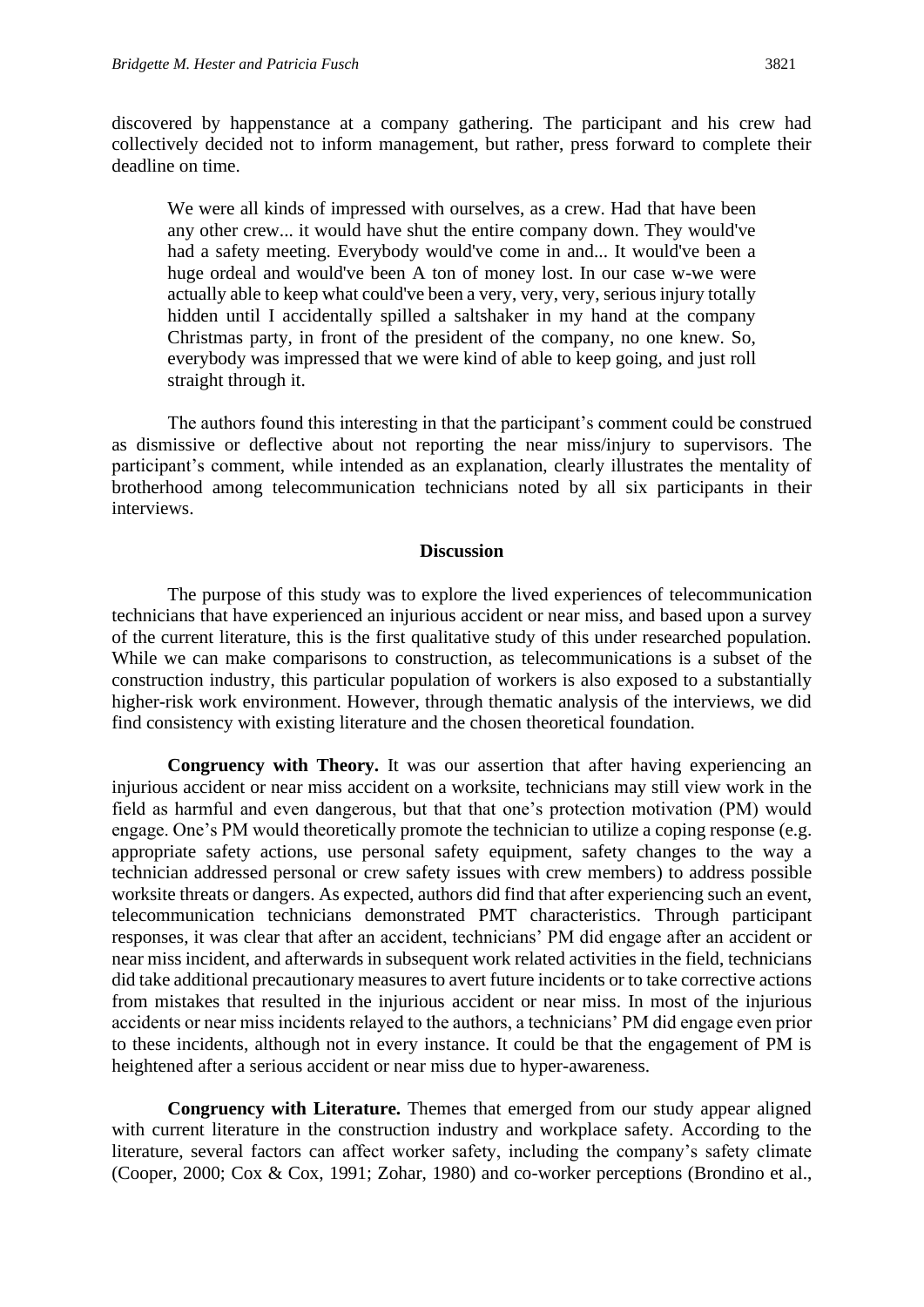discovered by happenstance at a company gathering. The participant and his crew had collectively decided not to inform management, but rather, press forward to complete their deadline on time.

> We were all kinds of impressed with ourselves, as a crew. Had that have been any other crew... it would have shut the entire company down. They would've had a safety meeting. Everybody would've come in and... It would've been a huge ordeal and would've been A ton of money lost. In our case w-we were actually able to keep what could've been a very, very, very, serious injury totally hidden until I accidentally spilled a saltshaker in my hand at the company Christmas party, in front of the president of the company, no one knew. So, everybody was impressed that we were kind of able to keep going, and just roll straight through it.

The authors found this interesting in that the participant's comment could be construed as dismissive or deflective about not reporting the near miss/injury to supervisors. The participant's comment, while intended as an explanation, clearly illustrates the mentality of brotherhood among telecommunication technicians noted by all six participants in their interviews.

## Discussion

The purpose of this study was to explore the lived experiences of telecommunication technicians that have experienced an injurious accident or near miss, and based upon a survey of the current literature, this is the first qualitative study of this under researched population. While we can make comparisons to construction, as telecommunications is a subset of the construction industry, this particular population of workers is also exposed to a substantially higher-risk work environment. However, through thematic analysis of the interviews, we did find consistency with existing literature and the chosen theoretical foundation.

**Congruency with Theory.** It was our assertion that after having experiencing an injurious accident or near miss accident on a worksite, technicians may still view work in the field as harmful and even dangerous, but that that one's protection motivation (PM) would engage. One's PM would theoretically promote the technician to utilize a coping response (e.g. appropriate safety actions, use personal safety equipment, safety changes to the way a technician addressed personal or crew safety issues with crew members) to address possible worksite threats or dangers. As expected, authors did find that after experiencing such an event, telecommunication technicians demonstrated PMT characteristics. Through participant responses, it was clear that after an accident, technicians' PM did engage after an accident or near miss incident, and afterwards in subsequent work related activities in the field, technicians did take additional precautionary measures to avert future incidents or to take corrective actions from mistakes that resulted in the injurious accident or near miss. In most of the injurious accidents or near miss incidents relayed to the authors, a technicians' PM did engage even prior to these incidents, although not in every instance. It could be that the engagement of PM is heightened after a serious accident or near miss due to hyper-awareness.

**Congruency with Literature.** Themes that emerged from our study appear aligned with current literature in the construction industry and workplace safety. According to the literature, several factors can affect worker safety, including the company's safety climate (Cooper, 2000; Cox & Cox, 1991; Zohar, 1980) and co-worker perceptions (Brondino et al.,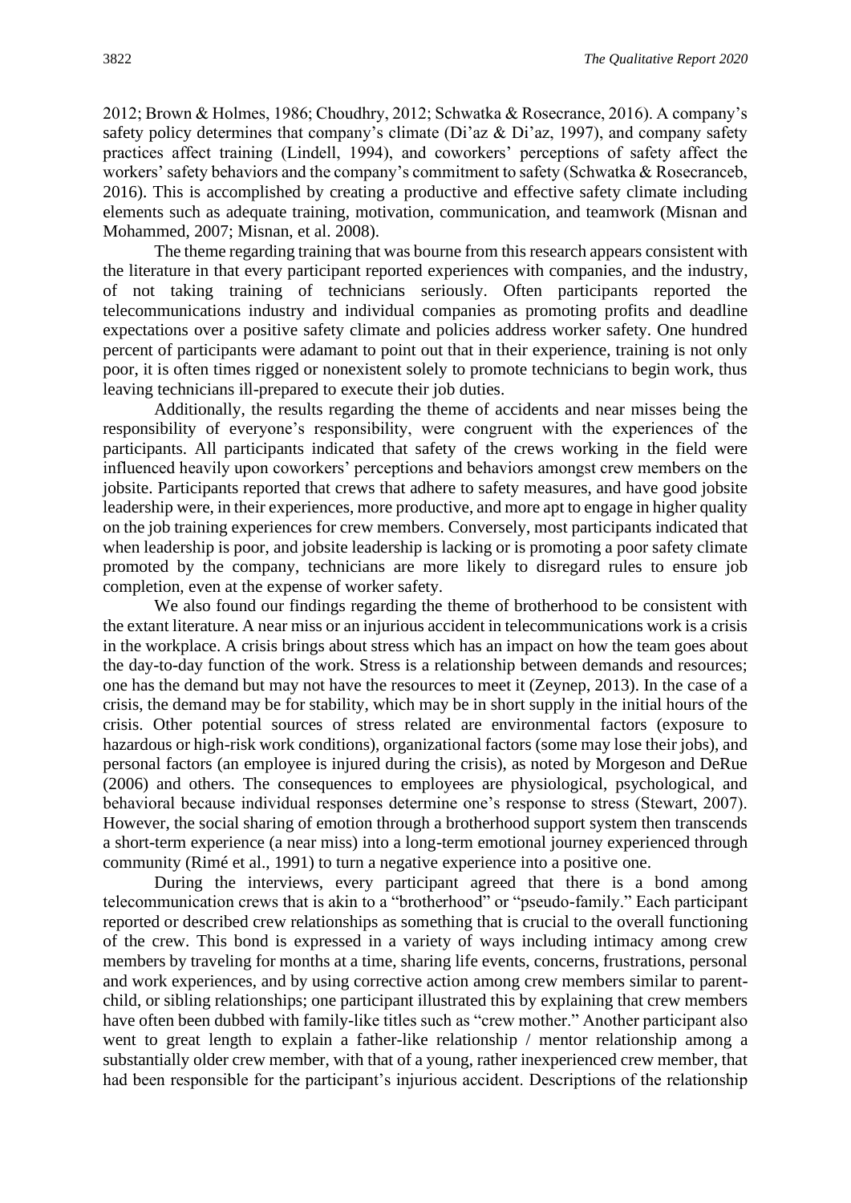2012; Brown & Holmes, 1986; Choudhry, 2012; Schwatka & Rosecrance, 2016). A company's safety policy determines that company's climate (Di'az & Di'az, 1997), and company safety practices affect training (Lindell, 1994), and coworkers' perceptions of safety affect the workers' safety behaviors and the company's commitment to safety (Schwatka & Rosecranceb, 2016). This is accomplished by creating a productive and effective safety climate including elements such as adequate training, motivation, communication, and teamwork (Misnan and Mohammed, 2007; Misnan, et al. 2008).

The theme regarding training that was bourne from this research appears consistent with the literature in that every participant reported experiences with companies, and the industry, of not taking training of technicians seriously. Often participants reported the telecommunications industry and individual companies as promoting profits and deadline expectations over a positive safety climate and policies address worker safety. One hundred percent of participants were adamant to point out that in their experience, training is not only poor, it is often times rigged or nonexistent solely to promote technicians to begin work, thus leaving technicians ill-prepared to execute their job duties.

Additionally, the results regarding the theme of accidents and near misses being the responsibility of everyone's responsibility, were congruent with the experiences of the participants. All participants indicated that safety of the crews working in the field were influenced heavily upon coworkers' perceptions and behaviors amongst crew members on the jobsite. Participants reported that crews that adhere to safety measures, and have good jobsite leadership were, in their experiences, more productive, and more apt to engage in higher quality on the job training experiences for crew members. Conversely, most participants indicated that when leadership is poor, and jobsite leadership is lacking or is promoting a poor safety climate promoted by the company, technicians are more likely to disregard rules to ensure job completion, even at the expense of worker safety.

We also found our findings regarding the theme of brotherhood to be consistent with the extant literature. A near miss or an injurious accident in telecommunications work is a crisis in the workplace. A crisis brings about stress which has an impact on how the team goes about the day-to-day function of the work. Stress is a relationship between demands and resources; one has the demand but may not have the resources to meet it (Zeynep, 2013). In the case of a crisis, the demand may be for stability, which may be in short supply in the initial hours of the crisis. Other potential sources of stress related are environmental factors (exposure to hazardous or high-risk work conditions), organizational factors (some may lose their jobs), and personal factors (an employee is injured during the crisis), as noted by Morgeson and DeRue (2006) and others. The consequences to employees are physiological, psychological, and behavioral because individual responses determine one's response to stress (Stewart, 2007). However, the social sharing of emotion through a brotherhood support system then transcends a short-term experience (a near miss) into a long-term emotional journey experienced through community (Rimé et al., 1991) to turn a negative experience into a positive one.

During the interviews, every participant agreed that there is a bond among telecommunication crews that is akin to a "brotherhood" or "pseudo-family." Each participant reported or described crew relationships as something that is crucial to the overall functioning of the crew. This bond is expressed in a variety of ways including intimacy among crew members by traveling for months at a time, sharing life events, concerns, frustrations, personal and work experiences, and by using corrective action among crew members similar to parent-child, or sibling relationships; one participant illustrated this by explaining that crew members have often been dubbed with family-like titles such as "crew mother." Another participant also went to great length to explain a father-like relationship / mentor relationship among a substantially older crew member, with that of a young, rather inexperienced crew member, that had been responsible for the participant's injurious accident. Descriptions of the relationship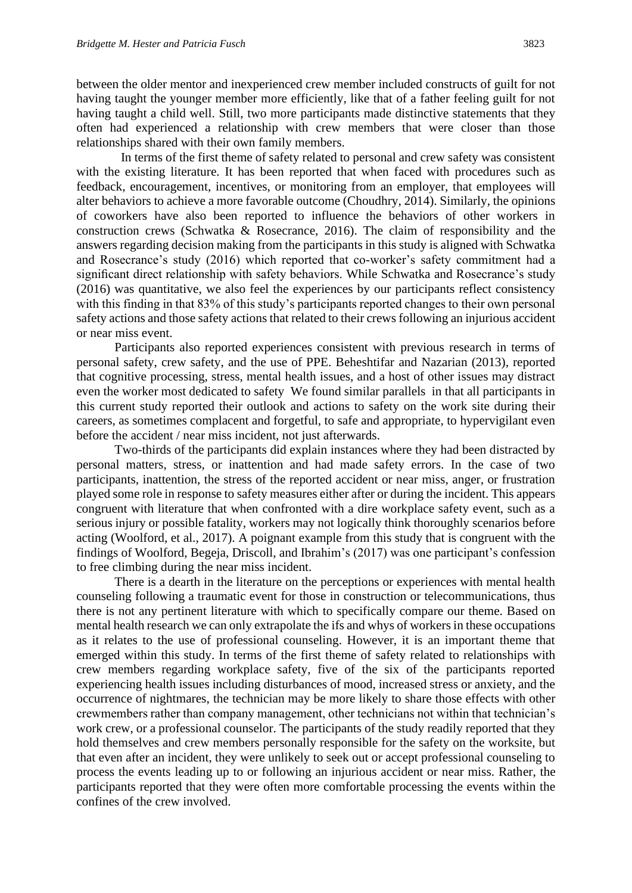between the older mentor and inexperienced crew member included constructs of guilt for not having taught the younger member more efficiently, like that of a father feeling guilt for not having taught a child well. Still, two more participants made distinctive statements that they often had experienced a relationship with crew members that were closer than those relationships shared with their own family members.

In terms of the first theme of safety related to personal and crew safety was consistent with the existing literature. It has been reported that when faced with procedures such as feedback, encouragement, incentives, or monitoring from an employer, that employees will alter behaviors to achieve a more favorable outcome (Choudhry, 2014). Similarly, the opinions of coworkers have also been reported to influence the behaviors of other workers in construction crews (Schwatka & Rosecrance, 2016). The claim of responsibility and the answers regarding decision making from the participants in this study is aligned with Schwatka and Rosecrance's study (2016) which reported that co-worker's safety commitment had a significant direct relationship with safety behaviors. While Schwatka and Rosecrance's study (2016) was quantitative, we also feel the experiences by our participants reflect consistency with this finding in that 83% of this study's participants reported changes to their own personal safety actions and those safety actions that related to their crews following an injurious accident or near miss event.

Participants also reported experiences consistent with previous research in terms of personal safety, crew safety, and the use of PPE. Beheshtifar and Nazarian (2013), reported that cognitive processing, stress, mental health issues, and a host of other issues may distract even the worker most dedicated to safety We found similar parallels in that all participants in this current study reported their outlook and actions to safety on the work site during their careers, as sometimes complacent and forgetful, to safe and appropriate, to hypervigilant even before the accident / near miss incident, not just afterwards.

Two-thirds of the participants did explain instances where they had been distracted by personal matters, stress, or inattention and had made safety errors. In the case of two participants, inattention, the stress of the reported accident or near miss, anger, or frustration played some role in response to safety measures either after or during the incident. This appears congruent with literature that when confronted with a dire workplace safety event, such as a serious injury or possible fatality, workers may not logically think thoroughly scenarios before acting (Woolford, et al., 2017). A poignant example from this study that is congruent with the findings of Woolford, Begeja, Driscoll, and Ibrahim's (2017) was one participant's confession to free climbing during the near miss incident.

There is a dearth in the literature on the perceptions or experiences with mental health counseling following a traumatic event for those in construction or telecommunications, thus there is not any pertinent literature with which to specifically compare our theme. Based on mental health research we can only extrapolate the ifs and whys of workers in these occupations as it relates to the use of professional counseling. However, it is an important theme that emerged within this study. In terms of the first theme of safety related to relationships with crew members regarding workplace safety, five of the six of the participants reported experiencing health issues including disturbances of mood, increased stress or anxiety, and the occurrence of nightmares, the technician may be more likely to share those effects with other crewmembers rather than company management, other technicians not within that technician's work crew, or a professional counselor. The participants of the study readily reported that they hold themselves and crew members personally responsible for the safety on the worksite, but that even after an incident, they were unlikely to seek out or accept professional counseling to process the events leading up to or following an injurious accident or near miss. Rather, the participants reported that they were often more comfortable processing the events within the confines of the crew involved.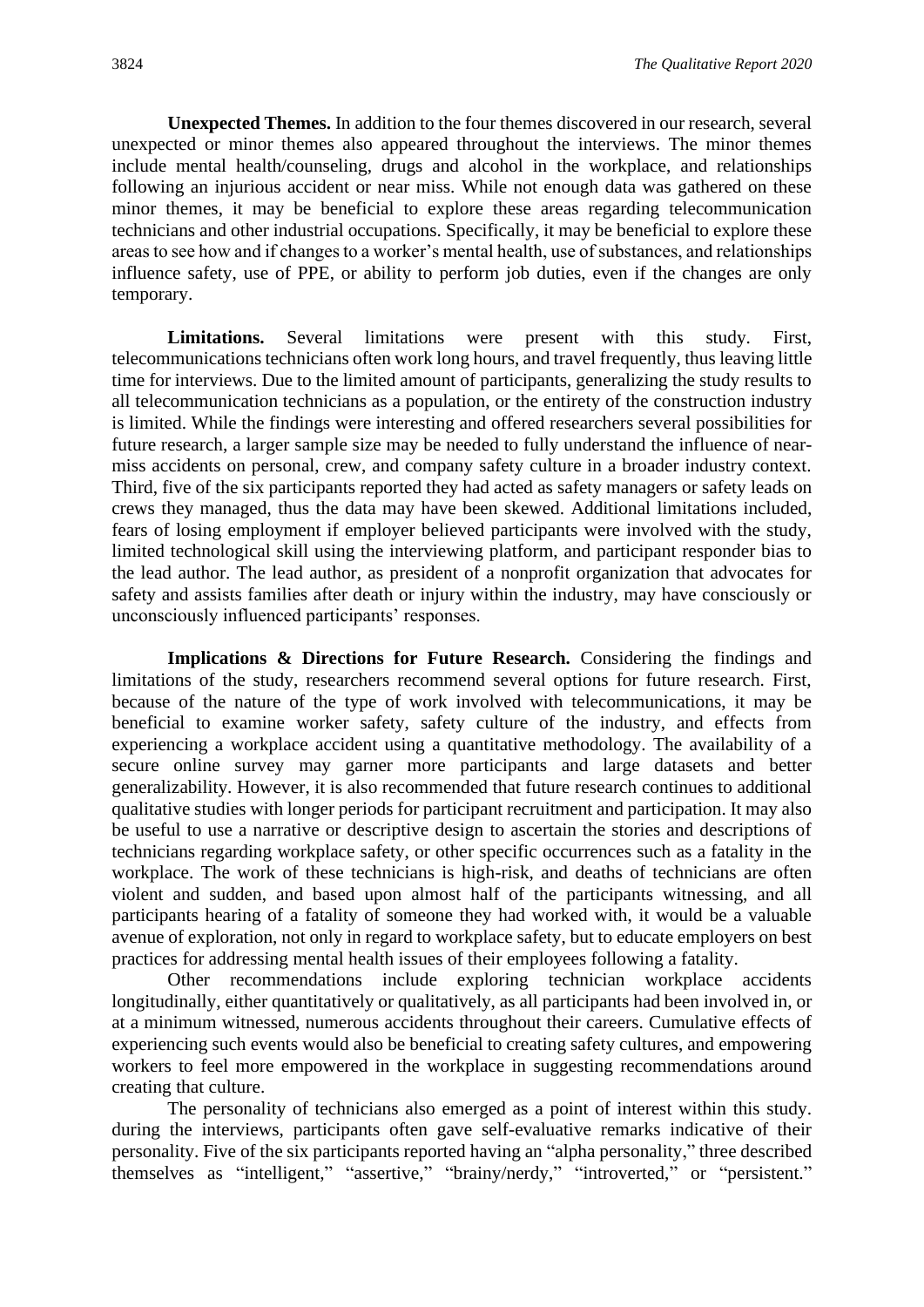**Unexpected Themes.** In addition to the four themes discovered in our research, several unexpected or minor themes also appeared throughout the interviews. The minor themes include mental health/counseling, drugs and alcohol in the workplace, and relationships following an injurious accident or near miss. While not enough data was gathered on these minor themes, it may be beneficial to explore these areas regarding telecommunication technicians and other industrial occupations. Specifically, it may be beneficial to explore these areas to see how and if changes to a worker's mental health, use of substances, and relationships influence safety, use of PPE, or ability to perform job duties, even if the changes are only temporary.

**Limitations.** Several limitations were present with this study. First, telecommunications technicians often work long hours, and travel frequently, thus leaving little time for interviews. Due to the limited amount of participants, generalizing the study results to all telecommunication technicians as a population, or the entirety of the construction industry is limited. While the findings were interesting and offered researchers several possibilities for future research, a larger sample size may be needed to fully understand the influence of near-miss accidents on personal, crew, and company safety culture in a broader industry context. Third, five of the six participants reported they had acted as safety managers or safety leads on crews they managed, thus the data may have been skewed. Additional limitations included, fears of losing employment if employer believed participants were involved with the study, limited technological skill using the interviewing platform, and participant responder bias to the lead author. The lead author, as president of a nonprofit organization that advocates for safety and assists families after death or injury within the industry, may have consciously or unconsciously influenced participants' responses.

**Implications & Directions for Future Research.** Considering the findings and limitations of the study, researchers recommend several options for future research. First, because of the nature of the type of work involved with telecommunications, it may be beneficial to examine worker safety, safety culture of the industry, and effects from experiencing a workplace accident using a quantitative methodology. The availability of a secure online survey may garner more participants and large datasets and better generalizability. However, it is also recommended that future research continues to additional qualitative studies with longer periods for participant recruitment and participation. It may also be useful to use a narrative or descriptive design to ascertain the stories and descriptions of technicians regarding workplace safety, or other specific occurrences such as a fatality in the workplace. The work of these technicians is high-risk, and deaths of technicians are often violent and sudden, and based upon almost half of the participants witnessing, and all participants hearing of a fatality of someone they had worked with, it would be a valuable avenue of exploration, not only in regard to workplace safety, but to educate employers on best practices for addressing mental health issues of their employees following a fatality.

Other recommendations include exploring technician workplace accidents longitudinally, either quantitatively or qualitatively, as all participants had been involved in, or at a minimum witnessed, numerous accidents throughout their careers. Cumulative effects of experiencing such events would also be beneficial to creating safety cultures, and empowering workers to feel more empowered in the workplace in suggesting recommendations around creating that culture.

The personality of technicians also emerged as a point of interest within this study. during the interviews, participants often gave self-evaluative remarks indicative of their personality. Five of the six participants reported having an "alpha personality," three described themselves as "intelligent," "assertive," "brainy/nerdy," "introverted," or "persistent."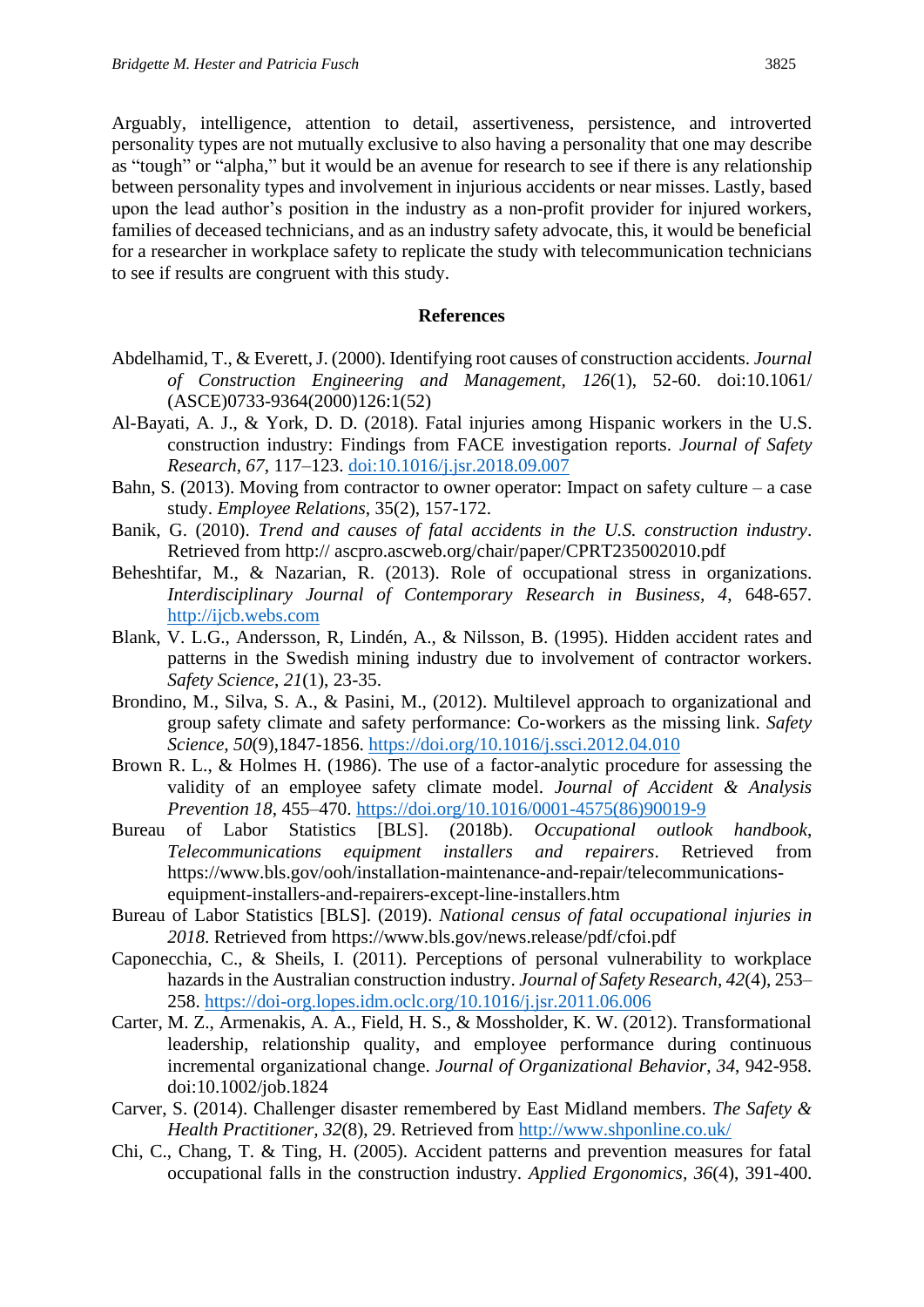Arguably, intelligence, attention to detail, assertiveness, persistence, and introverted personality types are not mutually exclusive to also having a personality that one may describe as "tough" or "alpha," but it would be an avenue for research to see if there is any relationship between personality types and involvement in injurious accidents or near misses. Lastly, based upon the lead author's position in the industry as a non-profit provider for injured workers, families of deceased technicians, and as an industry safety advocate, this, it would be beneficial for a researcher in workplace safety to replicate the study with telecommunication technicians to see if results are congruent with this study.

## References

Abdelhamid, T., & Everett, J. (2000). Identifying root causes of construction accidents. *Journal of Construction Engineering and Management, 126*(1), 52-60. doi:10.1061/(ASCE)0733-9364(2000)126:1(52)

Al-Bayati, A. J., & York, D. D. (2018). Fatal injuries among Hispanic workers in the U.S. construction industry: Findings from FACE investigation reports. *Journal of Safety Research*, *67*, 117–123. doi:10.1016/j.jsr.2018.09.007

Bahn, S. (2013). Moving from contractor to owner operator: Impact on safety culture – a case study. *Employee Relations*, 35(2), 157-172.

Banik, G. (2010). *Trend and causes of fatal accidents in the U.S. construction industry*. Retrieved from http:// ascpro.ascweb.org/chair/paper/CPRT235002010.pdf

Beheshtifar, M., & Nazarian, R. (2013). Role of occupational stress in organizations. *Interdisciplinary Journal of Contemporary Research in Business*, *4*, 648-657. http://ijcb.webs.com

Blank, V. L.G., Andersson, R, Lindén, A., & Nilsson, B. (1995). Hidden accident rates and patterns in the Swedish mining industry due to involvement of contractor workers. *Safety Science*, *21*(1), 23-35.

Brondino, M., Silva, S. A., & Pasini, M., (2012). Multilevel approach to organizational and group safety climate and safety performance: Co-workers as the missing link. *Safety Science*, *50*(9),1847-1856. https://doi.org/10.1016/j.ssci.2012.04.010

Brown R. L., & Holmes H. (1986). The use of a factor-analytic procedure for assessing the validity of an employee safety climate model. *Journal of Accident & Analysis Prevention 18*, 455–470. https://doi.org/10.1016/0001-4575(86)90019-9

Bureau of Labor Statistics [BLS]. (2018b). *Occupational outlook handbook, Telecommunications equipment installers and repairers*. Retrieved from https://www.bls.gov/ooh/installation-maintenance-and-repair/telecommunications-equipment-installers-and-repairers-except-line-installers.htm

Bureau of Labor Statistics [BLS]. (2019). *National census of fatal occupational injuries in 2018*. Retrieved from https://www.bls.gov/news.release/pdf/cfoi.pdf

Caponecchia, C., & Sheils, I. (2011). Perceptions of personal vulnerability to workplace hazards in the Australian construction industry. *Journal of Safety Research*, *42*(4), 253–258. https://doi-org.lopes.idm.oclc.org/10.1016/j.jsr.2011.06.006

Carter, M. Z., Armenakis, A. A., Field, H. S., & Mossholder, K. W. (2012). Transformational leadership, relationship quality, and employee performance during continuous incremental organizational change. *Journal of Organizational Behavior*, *34*, 942-958. doi:10.1002/job.1824

Carver, S. (2014). Challenger disaster remembered by East Midland members. *The Safety & Health Practitioner*, *32*(8), 29. Retrieved from http://www.shponline.co.uk/

Chi, C., Chang, T. & Ting, H. (2005). Accident patterns and prevention measures for fatal occupational falls in the construction industry. *Applied Ergonomics, 36*(4), 391-400.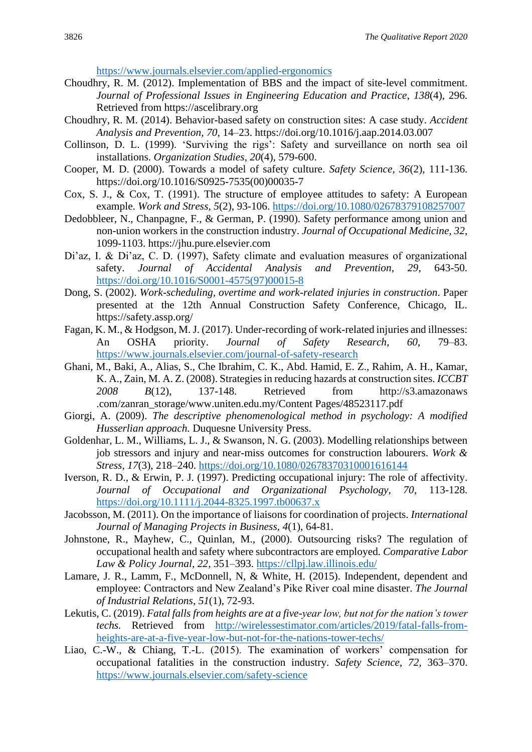https://www.journals.elsevier.com/applied-ergonomics

Choudhry, R. M. (2012). Implementation of BBS and the impact of site-level commitment. *Journal of Professional Issues in Engineering Education and Practice*, *138*(4), 296. Retrieved from https://ascelibrary.org

Choudhry, R. M. (2014). Behavior-based safety on construction sites: A case study. *Accident Analysis and Prevention, 70*, 14–23. https://doi.org/10.1016/j.aap.2014.03.007

Collinson, D. L. (1999). 'Surviving the rigs': Safety and surveillance on north sea oil installations. *Organization Studies*, *20*(4), 579-600.

Cooper, M. D. (2000). Towards a model of safety culture. *Safety Science, 36*(2), 111-136. https://doi.org/10.1016/S0925-7535(00)00035-7

Cox, S. J., & Cox, T. (1991). The structure of employee attitudes to safety: A European example. *Work and Stress*, *5*(2), 93-106. https://doi.org/10.1080/02678379108257007

Dedobbleer, N., Chanpagne, F., & German, P. (1990). Safety performance among union and non-union workers in the construction industry. *Journal of Occupational Medicine, 32*, 1099-1103. https://jhu.pure.elsevier.com

Di'az, I. & Di'az, C. D. (1997), Safety climate and evaluation measures of organizational safety. *Journal of Accidental Analysis and Prevention, 29*, 643-50. https://doi.org/10.1016/S0001-4575(97)00015-8

Dong, S. (2002). *Work-scheduling, overtime and work-related injuries in construction*. Paper presented at the 12th Annual Construction Safety Conference, Chicago, IL. https://safety.assp.org/

Fagan, K. M., & Hodgson, M. J. (2017). Under-recording of work-related injuries and illnesses: An OSHA priority. *Journal of Safety Research*, *60*, 79–83. https://www.journals.elsevier.com/journal-of-safety-research

Ghani, M., Baki, A., Alias, S., Che Ibrahim, C. K., Abd. Hamid, E. Z., Rahim, A. H., Kamar, K. A., Zain, M. A. Z. (2008). Strategies in reducing hazards at construction sites. *ICCBT 2008 B*(12), 137-148. Retrieved from http://s3.amazonaws .com/zanran_storage/www.uniten.edu.my/Content Pages/48523117.pdf

Giorgi, A. (2009). *The descriptive phenomenological method in psychology: A modified Husserlian approach.* Duquesne University Press.

Goldenhar, L. M., Williams, L. J., & Swanson, N. G. (2003). Modelling relationships between job stressors and injury and near-miss outcomes for construction labourers. *Work & Stress*, *17*(3), 218–240. https://doi.org/10.1080/02678370310001616144

Iverson, R. D., & Erwin, P. J. (1997). Predicting occupational injury: The role of affectivity. *Journal of Occupational and Organizational Psychology*, *70*, 113-128. https://doi.org/10.1111/j.2044-8325.1997.tb00637.x

Jacobsson, M. (2011). On the importance of liaisons for coordination of projects. *International Journal of Managing Projects in Business*, *4*(1), 64-81.

Johnstone, R., Mayhew, C., Quinlan, M., (2000). Outsourcing risks? The regulation of occupational health and safety where subcontractors are employed. *Comparative Labor Law & Policy Journal, 22*, 351–393. https://cllpj.law.illinois.edu/

Lamare, J. R., Lamm, F., McDonnell, N, & White, H. (2015). Independent, dependent and employee: Contractors and New Zealand's Pike River coal mine disaster. *The Journal of Industrial Relations*, *51*(1), 72-93.

Lekutis, C. (2019). *Fatal falls from heights are at a five-year low, but not for the nation's tower techs.* Retrieved from http://wirelessestimator.com/articles/2019/fatal-falls-from-heights-are-at-a-five-year-low-but-not-for-the-nations-tower-techs/

Liao, C.-W., & Chiang, T.-L. (2015). The examination of workers' compensation for occupational fatalities in the construction industry. *Safety Science*, *72*, 363–370. https://www.journals.elsevier.com/safety-science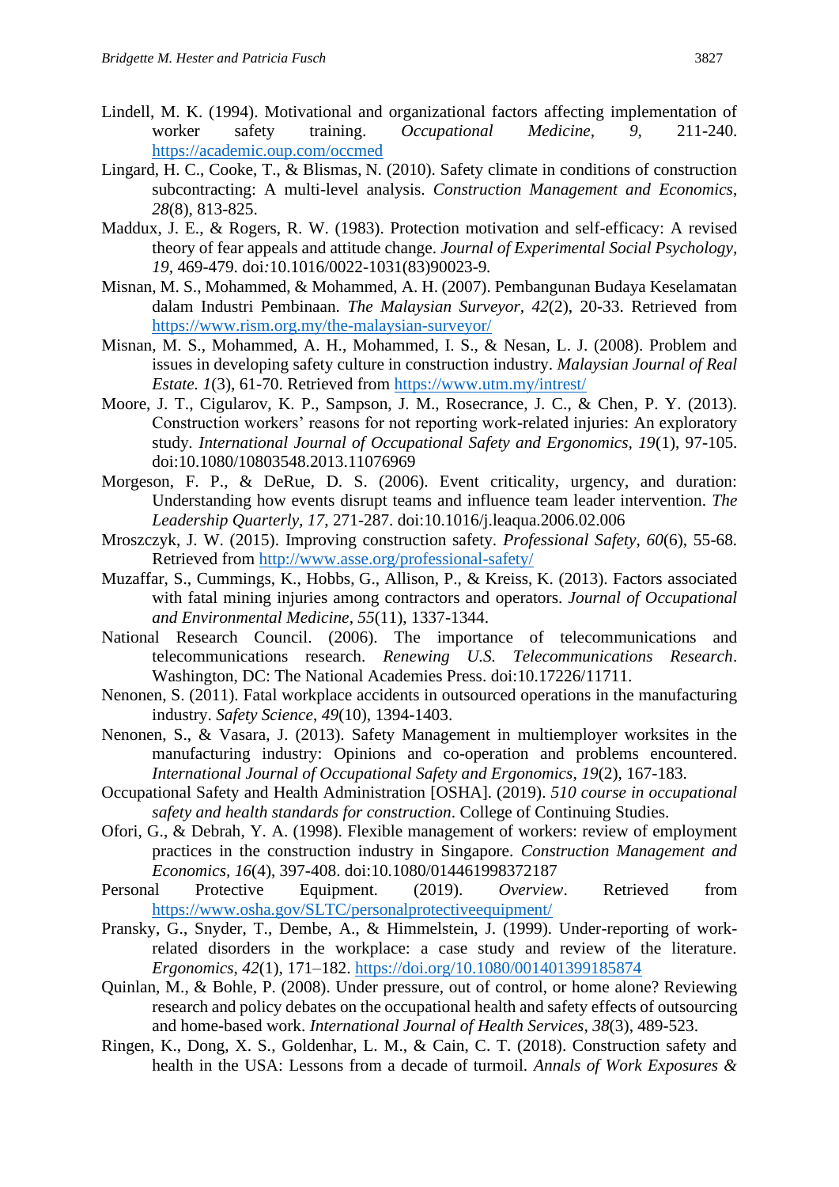Lindell, M. K. (1994). Motivational and organizational factors affecting implementation of worker safety training. *Occupational Medicine, 9,* 211-240. https://academic.oup.com/occmed

Lingard, H. C., Cooke, T., & Blismas, N. (2010). Safety climate in conditions of construction subcontracting: A multi-level analysis. *Construction Management and Economics*, *28*(8), 813-825.

Maddux, J. E., & Rogers, R. W. (1983). Protection motivation and self-efficacy: A revised theory of fear appeals and attitude change. *Journal of Experimental Social Psychology*, *19,* 469-479. doi:10.1016/0022-1031(83)90023-9.

Misnan, M. S., Mohammed, & Mohammed, A. H. (2007). Pembangunan Budaya Keselamatan dalam Industri Pembinaan. *The Malaysian Surveyor*, *42*(2), 20-33. Retrieved from https://www.rism.org.my/the-malaysian-surveyor/

Misnan, M. S., Mohammed, A. H., Mohammed, I. S., & Nesan, L. J. (2008). Problem and issues in developing safety culture in construction industry. *Malaysian Journal of Real Estate. 1*(3), 61-70. Retrieved from https://www.utm.my/intrest/

Moore, J. T., Cigularov, K. P., Sampson, J. M., Rosecrance, J. C., & Chen, P. Y. (2013). Construction workers' reasons for not reporting work-related injuries: An exploratory study. *International Journal of Occupational Safety and Ergonomics*, *19*(1), 97-105. doi:10.1080/10803548.2013.11076969

Morgeson, F. P., & DeRue, D. S. (2006). Event criticality, urgency, and duration: Understanding how events disrupt teams and influence team leader intervention. *The Leadership Quarterly, 17*, 271-287. doi:10.1016/j.leaqua.2006.02.006

Mroszczyk, J. W. (2015). Improving construction safety. *Professional Safety*, *60*(6), 55-68. Retrieved from http://www.asse.org/professional-safety/

Muzaffar, S., Cummings, K., Hobbs, G., Allison, P., & Kreiss, K. (2013). Factors associated with fatal mining injuries among contractors and operators. *Journal of Occupational and Environmental Medicine*, *55*(11), 1337-1344.

National Research Council. (2006). The importance of telecommunications and telecommunications research. *Renewing U.S. Telecommunications Research*. Washington, DC: The National Academies Press. doi:10.17226/11711.

Nenonen, S. (2011). Fatal workplace accidents in outsourced operations in the manufacturing industry. *Safety Science*, *49*(10), 1394-1403.

Nenonen, S., & Vasara, J. (2013). Safety Management in multiemployer worksites in the manufacturing industry: Opinions and co-operation and problems encountered. *International Journal of Occupational Safety and Ergonomics*, *19*(2), 167-183.

Occupational Safety and Health Administration [OSHA]. (2019). *510 course in occupational safety and health standards for construction*. College of Continuing Studies.

Ofori, G., & Debrah, Y. A. (1998). Flexible management of workers: review of employment practices in the construction industry in Singapore. *Construction Management and Economics, 16*(4), 397-408. doi:10.1080/014461998372187

Personal Protective Equipment. (2019). *Overview*. Retrieved from https://www.osha.gov/SLTC/personalprotectiveequipment/

Pransky, G., Snyder, T., Dembe, A., & Himmelstein, J. (1999). Under-reporting of work-related disorders in the workplace: a case study and review of the literature. *Ergonomics*, *42*(1), 171–182. https://doi.org/10.1080/001401399185874

Quinlan, M., & Bohle, P. (2008). Under pressure, out of control, or home alone? Reviewing research and policy debates on the occupational health and safety effects of outsourcing and home-based work. *International Journal of Health Services*, *38*(3), 489-523.

Ringen, K., Dong, X. S., Goldenhar, L. M., & Cain, C. T. (2018). Construction safety and health in the USA: Lessons from a decade of turmoil. *Annals of Work Exposures &*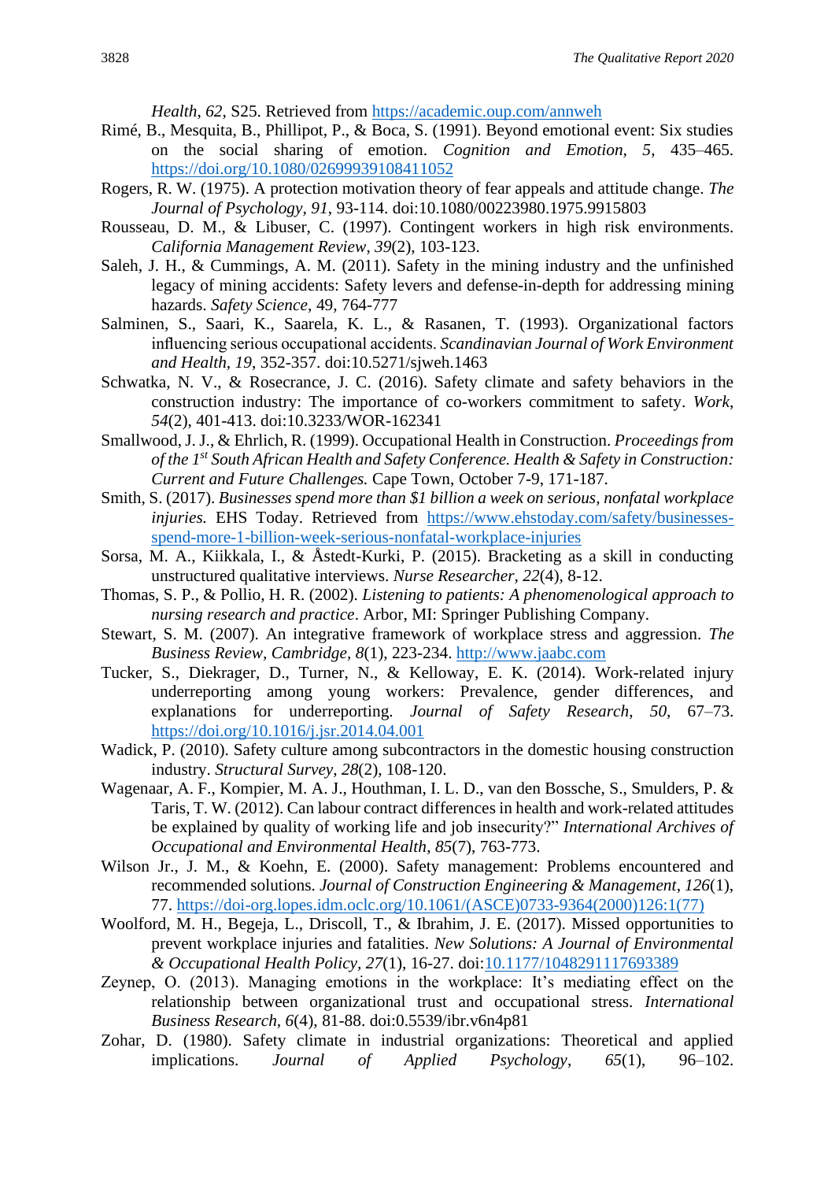*Health*, *62*, S25. Retrieved from https://academic.oup.com/annweh

Rimé, B., Mesquita, B., Phillipot, P., & Boca, S. (1991). Beyond emotional event: Six studies on the social sharing of emotion. *Cognition and Emotion*, *5*, 435–465. https://doi.org/10.1080/02699939108411052

Rogers, R. W. (1975). A protection motivation theory of fear appeals and attitude change. *The Journal of Psychology*, *91*, 93-114. doi:10.1080/00223980.1975.9915803

Rousseau, D. M., & Libuser, C. (1997). Contingent workers in high risk environments. *California Management Review*, *39*(2), 103-123.

Saleh, J. H., & Cummings, A. M. (2011). Safety in the mining industry and the unfinished legacy of mining accidents: Safety levers and defense-in-depth for addressing mining hazards. *Safety Science*, 49, 764-777

Salminen, S., Saari, K., Saarela, K. L., & Rasanen, T. (1993). Organizational factors influencing serious occupational accidents. *Scandinavian Journal of Work Environment and Health, 19*, 352-357. doi:10.5271/sjweh.1463

Schwatka, N. V., & Rosecrance, J. C. (2016). Safety climate and safety behaviors in the construction industry: The importance of co-workers commitment to safety. *Work*, *54*(2), 401-413. doi:10.3233/WOR-162341

Smallwood, J. J., & Ehrlich, R. (1999). Occupational Health in Construction. *Proceedings from of the 1st South African Health and Safety Conference. Health & Safety in Construction: Current and Future Challenges.* Cape Town, October 7-9, 171-187.

Smith, S. (2017). *Businesses spend more than $1 billion a week on serious, nonfatal workplace injuries.* EHS Today. Retrieved from https://www.ehstoday.com/safety/businesses-spend-more-1-billion-week-serious-nonfatal-workplace-injuries

Sorsa, M. A., Kiikkala, I., & Åstedt-Kurki, P. (2015). Bracketing as a skill in conducting unstructured qualitative interviews. *Nurse Researcher*, *22*(4), 8-12.

Thomas, S. P., & Pollio, H. R. (2002). *Listening to patients: A phenomenological approach to nursing research and practice*. Arbor, MI: Springer Publishing Company.

Stewart, S. M. (2007). An integrative framework of workplace stress and aggression. *The Business Review, Cambridge, 8*(1), 223-234. http://www.jaabc.com

Tucker, S., Diekrager, D., Turner, N., & Kelloway, E. K. (2014). Work-related injury underreporting among young workers: Prevalence, gender differences, and explanations for underreporting. *Journal of Safety Research*, *50*, 67–73. https://doi.org/10.1016/j.jsr.2014.04.001

Wadick, P. (2010). Safety culture among subcontractors in the domestic housing construction industry. *Structural Survey*, *28*(2), 108-120.

Wagenaar, A. F., Kompier, M. A. J., Houthman, I. L. D., van den Bossche, S., Smulders, P. & Taris, T. W. (2012). Can labour contract differences in health and work-related attitudes be explained by quality of working life and job insecurity?" *International Archives of Occupational and Environmental Health*, *85*(7), 763-773.

Wilson Jr., J. M., & Koehn, E. (2000). Safety management: Problems encountered and recommended solutions. *Journal of Construction Engineering & Management*, *126*(1), 77. https://doi-org.lopes.idm.oclc.org/10.1061/(ASCE)0733-9364(2000)126:1(77)

Woolford, M. H., Begeja, L., Driscoll, T., & Ibrahim, J. E. (2017). Missed opportunities to prevent workplace injuries and fatalities. *New Solutions: A Journal of Environmental & Occupational Health Policy*, *27*(1), 16-27. doi:10.1177/1048291117693389

Zeynep, O. (2013). Managing emotions in the workplace: It's mediating effect on the relationship between organizational trust and occupational stress. *International Business Research*, *6*(4), 81-88. doi:0.5539/ibr.v6n4p81

Zohar, D. (1980). Safety climate in industrial organizations: Theoretical and applied implications. *Journal of Applied Psychology*, *65*(1), 96–102.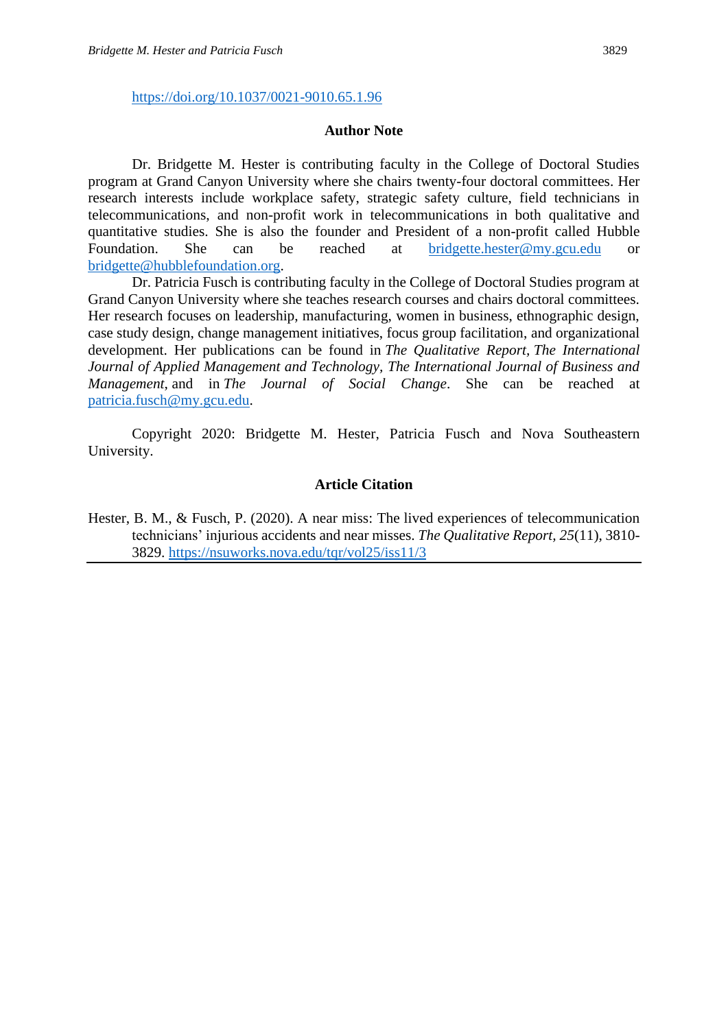https://doi.org/10.1037/0021-9010.65.1.96

## Author Note

Dr. Bridgette M. Hester is contributing faculty in the College of Doctoral Studies program at Grand Canyon University where she chairs twenty-four doctoral committees. Her research interests include workplace safety, strategic safety culture, field technicians in telecommunications, and non-profit work in telecommunications in both qualitative and quantitative studies. She is also the founder and President of a non-profit called Hubble Foundation. She can be reached at bridgette.hester@my.gcu.edu or bridgette@hubblefoundation.org.

Dr. Patricia Fusch is contributing faculty in the College of Doctoral Studies program at Grand Canyon University where she teaches research courses and chairs doctoral committees. Her research focuses on leadership, manufacturing, women in business, ethnographic design, case study design, change management initiatives, focus group facilitation, and organizational development. Her publications can be found in *The Qualitative Report*, *The International Journal of Applied Management and Technology*, *The International Journal of Business and Management*, and in *The Journal of Social Change*. She can be reached at patricia.fusch@my.gcu.edu.

Copyright 2020: Bridgette M. Hester, Patricia Fusch and Nova Southeastern University.

## Article Citation

Hester, B. M., & Fusch, P. (2020). A near miss: The lived experiences of telecommunication technicians' injurious accidents and near misses. *The Qualitative Report, 25*(11), 3810-3829. https://nsuworks.nova.edu/tqr/vol25/iss11/3